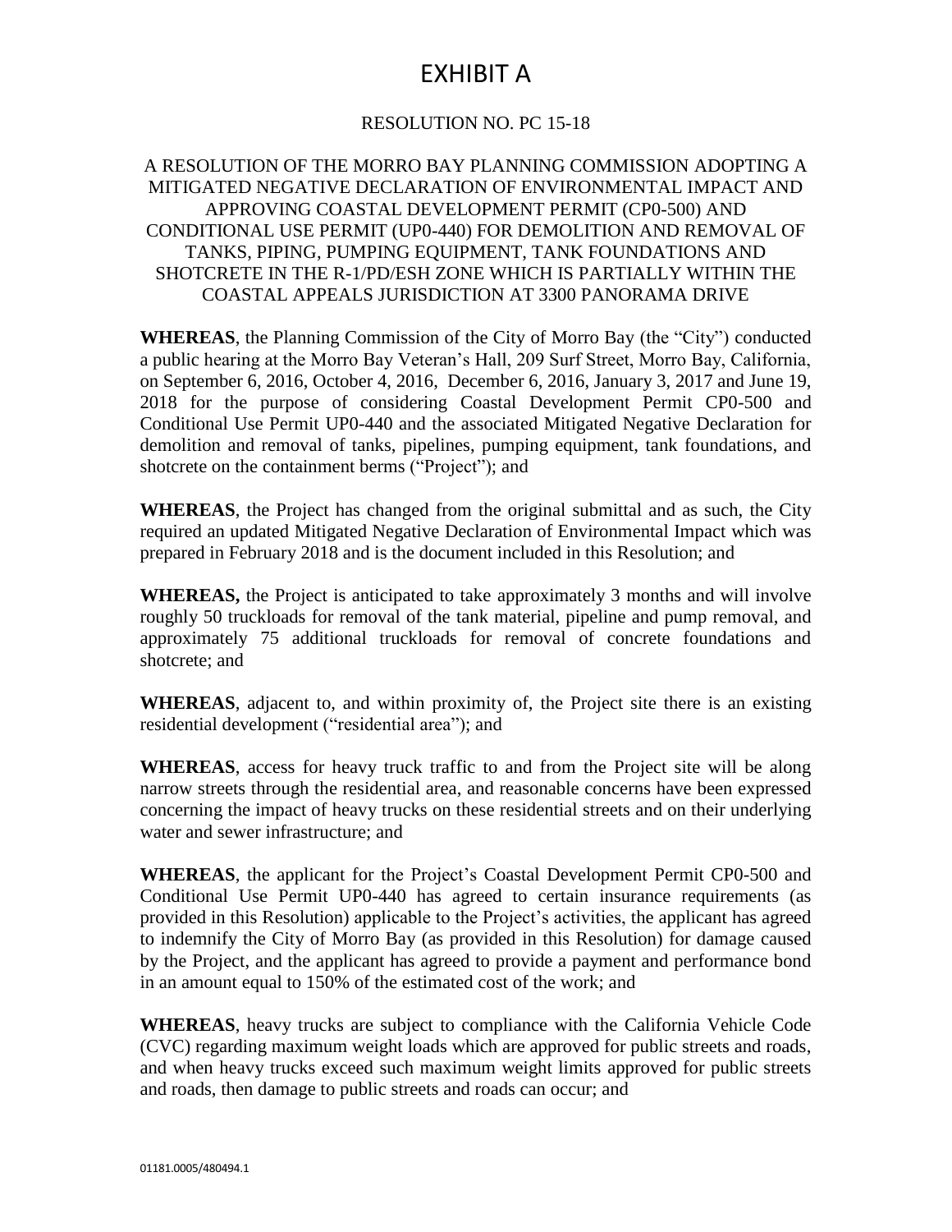# EXHIBIT A

RESOLUTION NO. PC 15-18

A RESOLUTION OF THE MORRO BAY PLANNING COMMISSION ADOPTING A MITIGATED NEGATIVE DECLARATION OF ENVIRONMENTAL IMPACT AND APPROVING COASTAL DEVELOPMENT PERMIT (CP0-500) AND CONDITIONAL USE PERMIT (UP0-440) FOR DEMOLITION AND REMOVAL OF TANKS, PIPING, PUMPING EQUIPMENT, TANK FOUNDATIONS AND SHOTCRETE IN THE R-1/PD/ESH ZONE WHICH IS PARTIALLY WITHIN THE COASTAL APPEALS JURISDICTION AT 3300 PANORAMA DRIVE

**WHEREAS**, the Planning Commission of the City of Morro Bay (the "City") conducted a public hearing at the Morro Bay Veteran's Hall, 209 Surf Street, Morro Bay, California, on September 6, 2016, October 4, 2016, December 6, 2016, January 3, 2017 and June 19, 2018 for the purpose of considering Coastal Development Permit CP0-500 and Conditional Use Permit UP0-440 and the associated Mitigated Negative Declaration for demolition and removal of tanks, pipelines, pumping equipment, tank foundations, and shotcrete on the containment berms ("Project"); and

**WHEREAS**, the Project has changed from the original submittal and as such, the City required an updated Mitigated Negative Declaration of Environmental Impact which was prepared in February 2018 and is the document included in this Resolution; and

**WHEREAS,** the Project is anticipated to take approximately 3 months and will involve roughly 50 truckloads for removal of the tank material, pipeline and pump removal, and approximately 75 additional truckloads for removal of concrete foundations and shotcrete; and

**WHEREAS**, adjacent to, and within proximity of, the Project site there is an existing residential development ("residential area"); and

**WHEREAS**, access for heavy truck traffic to and from the Project site will be along narrow streets through the residential area, and reasonable concerns have been expressed concerning the impact of heavy trucks on these residential streets and on their underlying water and sewer infrastructure; and

**WHEREAS**, the applicant for the Project's Coastal Development Permit CP0-500 and Conditional Use Permit UP0-440 has agreed to certain insurance requirements (as provided in this Resolution) applicable to the Project's activities, the applicant has agreed to indemnify the City of Morro Bay (as provided in this Resolution) for damage caused by the Project, and the applicant has agreed to provide a payment and performance bond in an amount equal to 150% of the estimated cost of the work; and

**WHEREAS**, heavy trucks are subject to compliance with the California Vehicle Code (CVC) regarding maximum weight loads which are approved for public streets and roads, and when heavy trucks exceed such maximum weight limits approved for public streets and roads, then damage to public streets and roads can occur; and

01181.0005/480494.1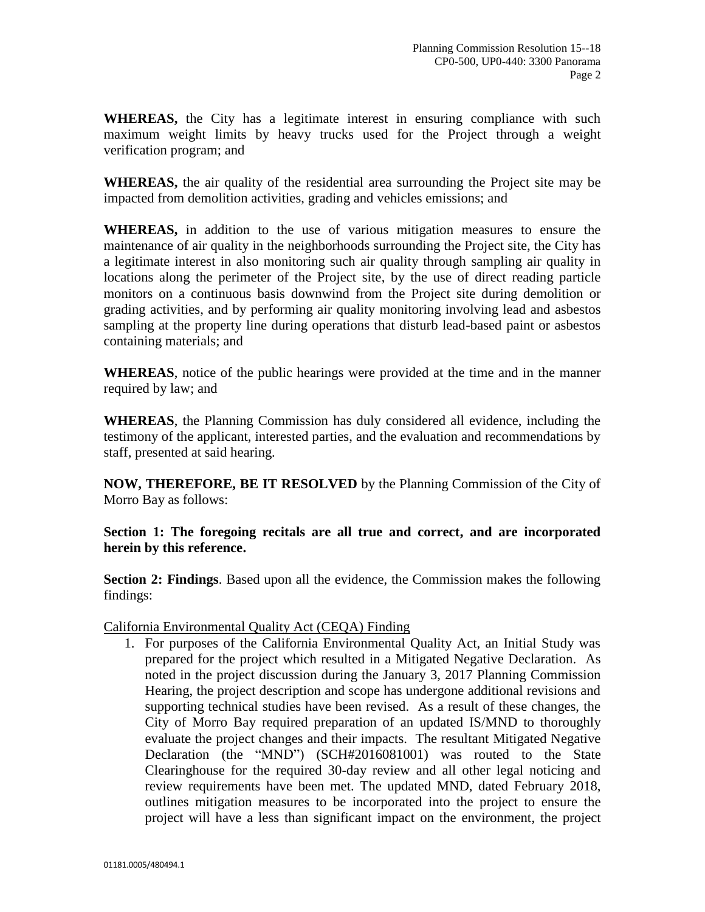**WHEREAS,** the City has a legitimate interest in ensuring compliance with such maximum weight limits by heavy trucks used for the Project through a weight verification program; and

**WHEREAS,** the air quality of the residential area surrounding the Project site may be impacted from demolition activities, grading and vehicles emissions; and

**WHEREAS,** in addition to the use of various mitigation measures to ensure the maintenance of air quality in the neighborhoods surrounding the Project site, the City has a legitimate interest in also monitoring such air quality through sampling air quality in locations along the perimeter of the Project site, by the use of direct reading particle monitors on a continuous basis downwind from the Project site during demolition or grading activities, and by performing air quality monitoring involving lead and asbestos sampling at the property line during operations that disturb lead-based paint or asbestos containing materials; and

**WHEREAS**, notice of the public hearings were provided at the time and in the manner required by law; and

**WHEREAS**, the Planning Commission has duly considered all evidence, including the testimony of the applicant, interested parties, and the evaluation and recommendations by staff, presented at said hearing.

**NOW, THEREFORE, BE IT RESOLVED** by the Planning Commission of the City of Morro Bay as follows:

**Section 1: The foregoing recitals are all true and correct, and are incorporated herein by this reference.**

**Section 2: Findings**. Based upon all the evidence, the Commission makes the following findings:

California Environmental Quality Act (CEQA) Finding

1. For purposes of the California Environmental Quality Act, an Initial Study was prepared for the project which resulted in a Mitigated Negative Declaration. As noted in the project discussion during the January 3, 2017 Planning Commission Hearing, the project description and scope has undergone additional revisions and supporting technical studies have been revised. As a result of these changes, the City of Morro Bay required preparation of an updated IS/MND to thoroughly evaluate the project changes and their impacts. The resultant Mitigated Negative Declaration (the "MND") (SCH#2016081001) was routed to the State Clearinghouse for the required 30-day review and all other legal noticing and review requirements have been met. The updated MND, dated February 2018, outlines mitigation measures to be incorporated into the project to ensure the project will have a less than significant impact on the environment, the project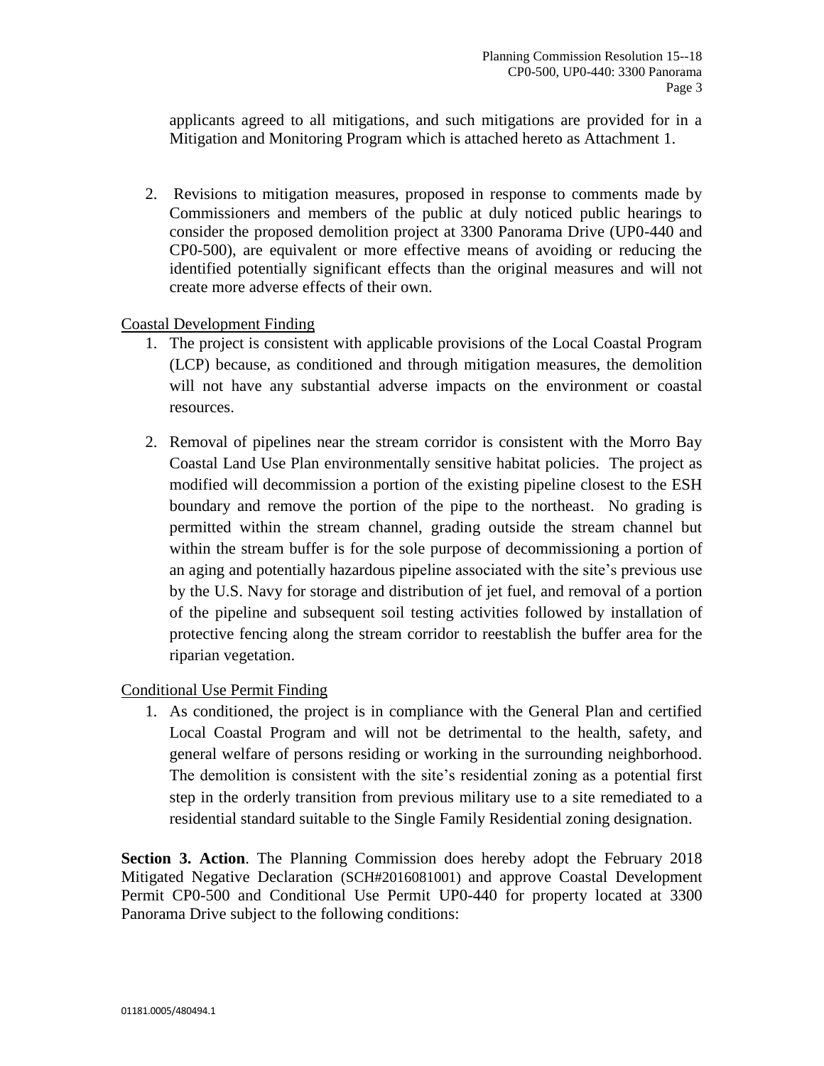applicants agreed to all mitigations, and such mitigations are provided for in a Mitigation and Monitoring Program which is attached hereto as Attachment 1.

2. Revisions to mitigation measures, proposed in response to comments made by Commissioners and members of the public at duly noticed public hearings to consider the proposed demolition project at 3300 Panorama Drive (UP0-440 and CP0-500), are equivalent or more effective means of avoiding or reducing the identified potentially significant effects than the original measures and will not create more adverse effects of their own.

Coastal Development Finding

1. The project is consistent with applicable provisions of the Local Coastal Program (LCP) because, as conditioned and through mitigation measures, the demolition will not have any substantial adverse impacts on the environment or coastal resources.
2. Removal of pipelines near the stream corridor is consistent with the Morro Bay Coastal Land Use Plan environmentally sensitive habitat policies. The project as modified will decommission a portion of the existing pipeline closest to the ESH boundary and remove the portion of the pipe to the northeast. No grading is permitted within the stream channel, grading outside the stream channel but within the stream buffer is for the sole purpose of decommissioning a portion of an aging and potentially hazardous pipeline associated with the site's previous use by the U.S. Navy for storage and distribution of jet fuel, and removal of a portion of the pipeline and subsequent soil testing activities followed by installation of protective fencing along the stream corridor to reestablish the buffer area for the riparian vegetation.

Conditional Use Permit Finding

1. As conditioned, the project is in compliance with the General Plan and certified Local Coastal Program and will not be detrimental to the health, safety, and general welfare of persons residing or working in the surrounding neighborhood. The demolition is consistent with the site's residential zoning as a potential first step in the orderly transition from previous military use to a site remediated to a residential standard suitable to the Single Family Residential zoning designation.

**Section 3. Action**. The Planning Commission does hereby adopt the February 2018 Mitigated Negative Declaration (SCH#2016081001) and approve Coastal Development Permit CP0-500 and Conditional Use Permit UP0-440 for property located at 3300 Panorama Drive subject to the following conditions: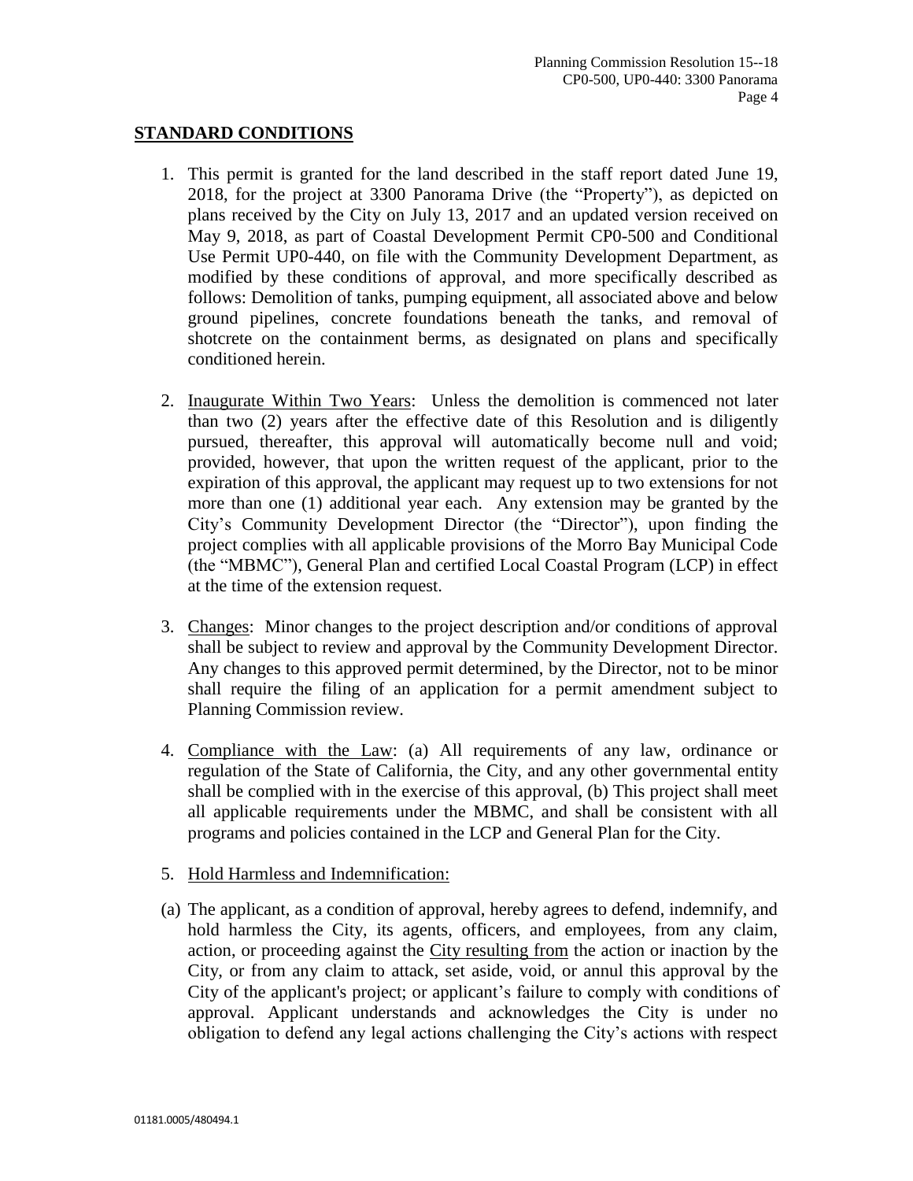## STANDARD CONDITIONS

1. This permit is granted for the land described in the staff report dated June 19, 2018, for the project at 3300 Panorama Drive (the "Property"), as depicted on plans received by the City on July 13, 2017 and an updated version received on May 9, 2018, as part of Coastal Development Permit CP0-500 and Conditional Use Permit UP0-440, on file with the Community Development Department, as modified by these conditions of approval, and more specifically described as follows: Demolition of tanks, pumping equipment, all associated above and below ground pipelines, concrete foundations beneath the tanks, and removal of shotcrete on the containment berms, as designated on plans and specifically conditioned herein.

2. Inaugurate Within Two Years: Unless the demolition is commenced not later than two (2) years after the effective date of this Resolution and is diligently pursued, thereafter, this approval will automatically become null and void; provided, however, that upon the written request of the applicant, prior to the expiration of this approval, the applicant may request up to two extensions for not more than one (1) additional year each. Any extension may be granted by the City's Community Development Director (the "Director"), upon finding the project complies with all applicable provisions of the Morro Bay Municipal Code (the "MBMC"), General Plan and certified Local Coastal Program (LCP) in effect at the time of the extension request.

3. Changes: Minor changes to the project description and/or conditions of approval shall be subject to review and approval by the Community Development Director. Any changes to this approved permit determined, by the Director, not to be minor shall require the filing of an application for a permit amendment subject to Planning Commission review.

4. Compliance with the Law: (a) All requirements of any law, ordinance or regulation of the State of California, the City, and any other governmental entity shall be complied with in the exercise of this approval, (b) This project shall meet all applicable requirements under the MBMC, and shall be consistent with all programs and policies contained in the LCP and General Plan for the City.

5. Hold Harmless and Indemnification:

(a) The applicant, as a condition of approval, hereby agrees to defend, indemnify, and hold harmless the City, its agents, officers, and employees, from any claim, action, or proceeding against the City resulting from the action or inaction by the City, or from any claim to attack, set aside, void, or annul this approval by the City of the applicant's project; or applicant's failure to comply with conditions of approval. Applicant understands and acknowledges the City is under no obligation to defend any legal actions challenging the City's actions with respect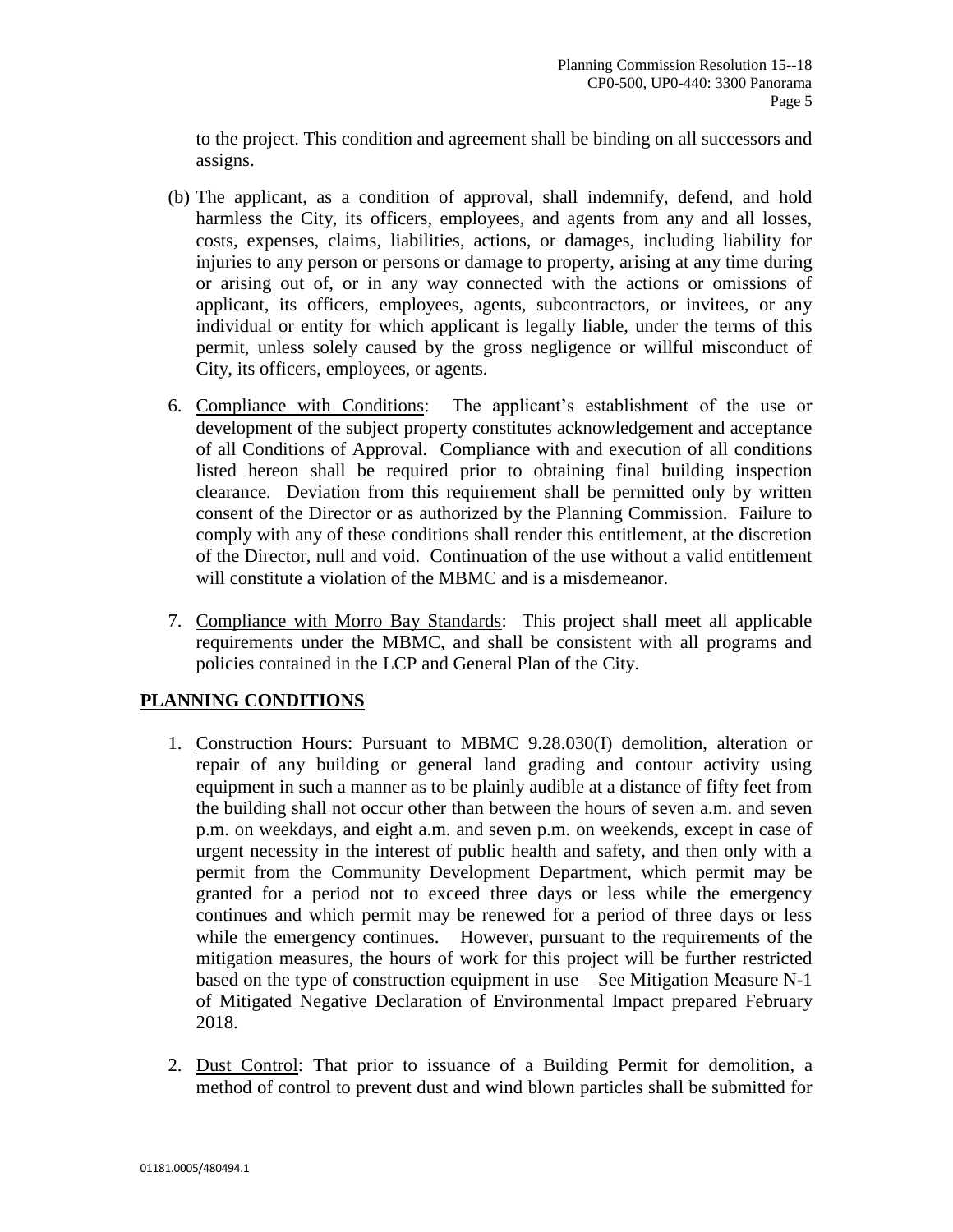to the project. This condition and agreement shall be binding on all successors and assigns.

(b) The applicant, as a condition of approval, shall indemnify, defend, and hold harmless the City, its officers, employees, and agents from any and all losses, costs, expenses, claims, liabilities, actions, or damages, including liability for injuries to any person or persons or damage to property, arising at any time during or arising out of, or in any way connected with the actions or omissions of applicant, its officers, employees, agents, subcontractors, or invitees, or any individual or entity for which applicant is legally liable, under the terms of this permit, unless solely caused by the gross negligence or willful misconduct of City, its officers, employees, or agents.

6. Compliance with Conditions: The applicant's establishment of the use or development of the subject property constitutes acknowledgement and acceptance of all Conditions of Approval. Compliance with and execution of all conditions listed hereon shall be required prior to obtaining final building inspection clearance. Deviation from this requirement shall be permitted only by written consent of the Director or as authorized by the Planning Commission. Failure to comply with any of these conditions shall render this entitlement, at the discretion of the Director, null and void. Continuation of the use without a valid entitlement will constitute a violation of the MBMC and is a misdemeanor.

7. Compliance with Morro Bay Standards: This project shall meet all applicable requirements under the MBMC, and shall be consistent with all programs and policies contained in the LCP and General Plan of the City.

## PLANNING CONDITIONS

1. Construction Hours: Pursuant to MBMC 9.28.030(I) demolition, alteration or repair of any building or general land grading and contour activity using equipment in such a manner as to be plainly audible at a distance of fifty feet from the building shall not occur other than between the hours of seven a.m. and seven p.m. on weekdays, and eight a.m. and seven p.m. on weekends, except in case of urgent necessity in the interest of public health and safety, and then only with a permit from the Community Development Department, which permit may be granted for a period not to exceed three days or less while the emergency continues and which permit may be renewed for a period of three days or less while the emergency continues. However, pursuant to the requirements of the mitigation measures, the hours of work for this project will be further restricted based on the type of construction equipment in use – See Mitigation Measure N-1 of Mitigated Negative Declaration of Environmental Impact prepared February 2018.

2. Dust Control: That prior to issuance of a Building Permit for demolition, a method of control to prevent dust and wind blown particles shall be submitted for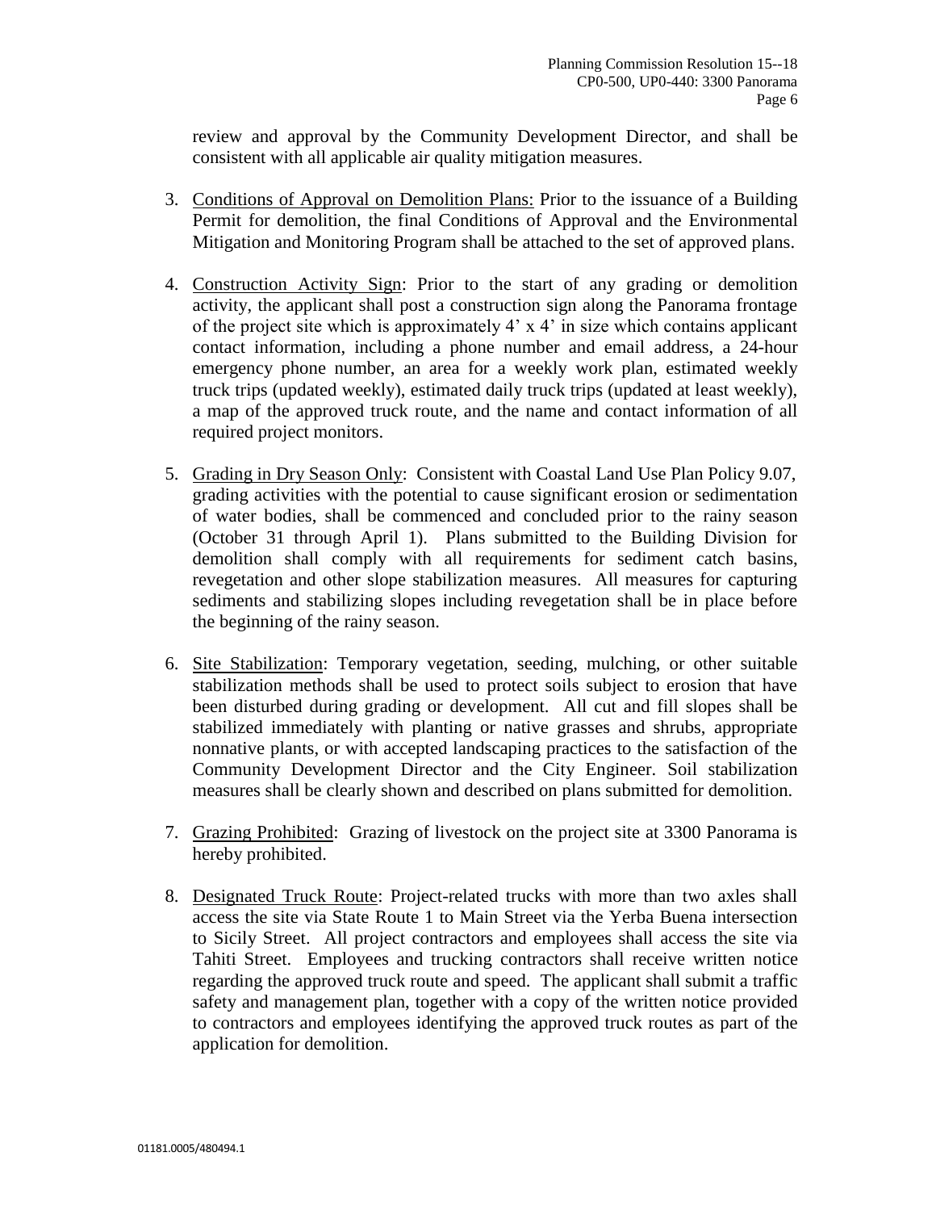review and approval by the Community Development Director, and shall be consistent with all applicable air quality mitigation measures.

3. Conditions of Approval on Demolition Plans: Prior to the issuance of a Building Permit for demolition, the final Conditions of Approval and the Environmental Mitigation and Monitoring Program shall be attached to the set of approved plans.

4. Construction Activity Sign: Prior to the start of any grading or demolition activity, the applicant shall post a construction sign along the Panorama frontage of the project site which is approximately 4' x 4' in size which contains applicant contact information, including a phone number and email address, a 24-hour emergency phone number, an area for a weekly work plan, estimated weekly truck trips (updated weekly), estimated daily truck trips (updated at least weekly), a map of the approved truck route, and the name and contact information of all required project monitors.

5. Grading in Dry Season Only: Consistent with Coastal Land Use Plan Policy 9.07, grading activities with the potential to cause significant erosion or sedimentation of water bodies, shall be commenced and concluded prior to the rainy season (October 31 through April 1). Plans submitted to the Building Division for demolition shall comply with all requirements for sediment catch basins, revegetation and other slope stabilization measures. All measures for capturing sediments and stabilizing slopes including revegetation shall be in place before the beginning of the rainy season.

6. Site Stabilization: Temporary vegetation, seeding, mulching, or other suitable stabilization methods shall be used to protect soils subject to erosion that have been disturbed during grading or development. All cut and fill slopes shall be stabilized immediately with planting or native grasses and shrubs, appropriate nonnative plants, or with accepted landscaping practices to the satisfaction of the Community Development Director and the City Engineer. Soil stabilization measures shall be clearly shown and described on plans submitted for demolition.

7. Grazing Prohibited: Grazing of livestock on the project site at 3300 Panorama is hereby prohibited.

8. Designated Truck Route: Project-related trucks with more than two axles shall access the site via State Route 1 to Main Street via the Yerba Buena intersection to Sicily Street. All project contractors and employees shall access the site via Tahiti Street. Employees and trucking contractors shall receive written notice regarding the approved truck route and speed. The applicant shall submit a traffic safety and management plan, together with a copy of the written notice provided to contractors and employees identifying the approved truck routes as part of the application for demolition.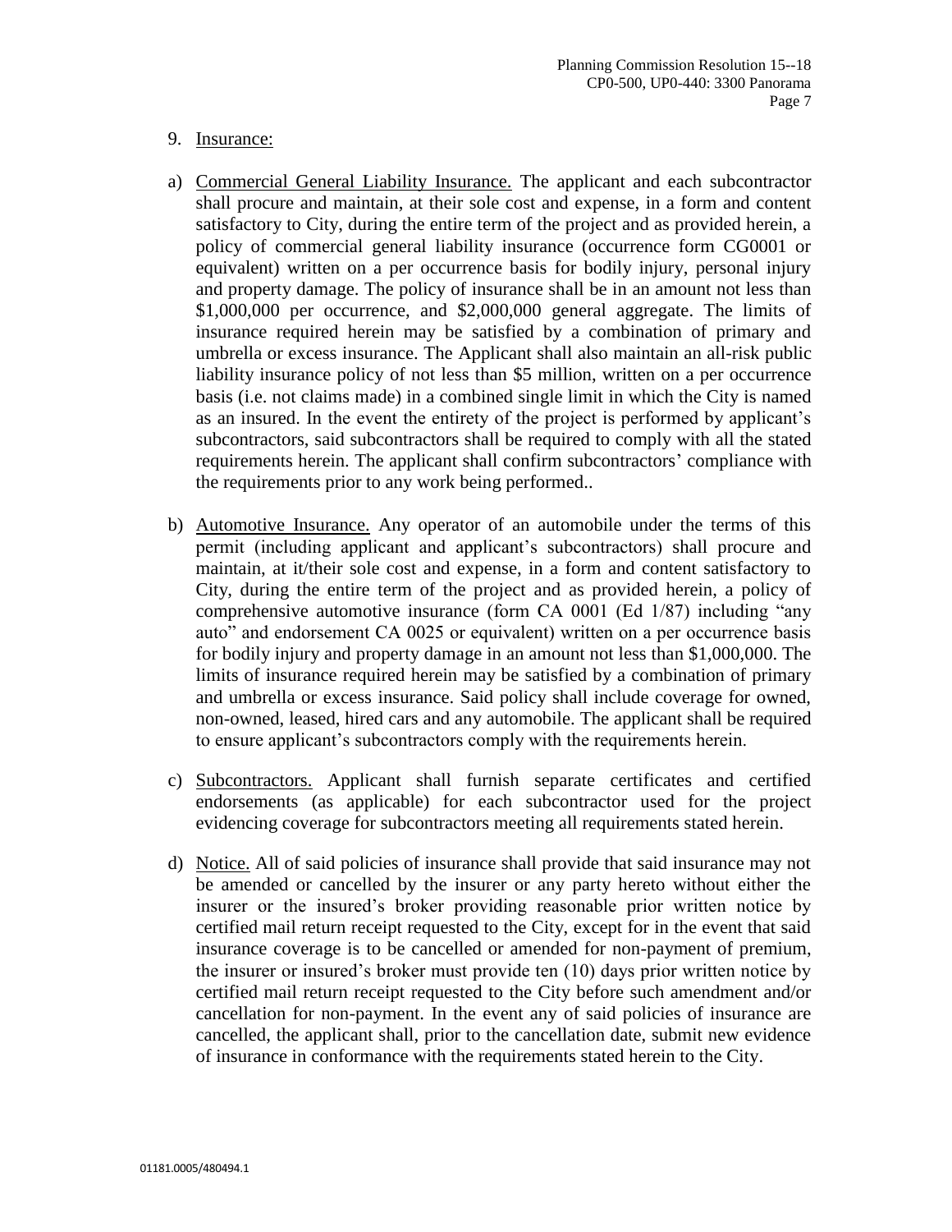9. Insurance:

a) Commercial General Liability Insurance. The applicant and each subcontractor shall procure and maintain, at their sole cost and expense, in a form and content satisfactory to City, during the entire term of the project and as provided herein, a policy of commercial general liability insurance (occurrence form CG0001 or equivalent) written on a per occurrence basis for bodily injury, personal injury and property damage. The policy of insurance shall be in an amount not less than $1,000,000 per occurrence, and $2,000,000 general aggregate. The limits of insurance required herein may be satisfied by a combination of primary and umbrella or excess insurance. The Applicant shall also maintain an all-risk public liability insurance policy of not less than $5 million, written on a per occurrence basis (i.e. not claims made) in a combined single limit in which the City is named as an insured. In the event the entirety of the project is performed by applicant's subcontractors, said subcontractors shall be required to comply with all the stated requirements herein. The applicant shall confirm subcontractors' compliance with the requirements prior to any work being performed..

b) Automotive Insurance. Any operator of an automobile under the terms of this permit (including applicant and applicant's subcontractors) shall procure and maintain, at it/their sole cost and expense, in a form and content satisfactory to City, during the entire term of the project and as provided herein, a policy of comprehensive automotive insurance (form CA 0001 (Ed 1/87) including "any auto" and endorsement CA 0025 or equivalent) written on a per occurrence basis for bodily injury and property damage in an amount not less than $1,000,000. The limits of insurance required herein may be satisfied by a combination of primary and umbrella or excess insurance. Said policy shall include coverage for owned, non-owned, leased, hired cars and any automobile. The applicant shall be required to ensure applicant's subcontractors comply with the requirements herein.

c) Subcontractors. Applicant shall furnish separate certificates and certified endorsements (as applicable) for each subcontractor used for the project evidencing coverage for subcontractors meeting all requirements stated herein.

d) Notice. All of said policies of insurance shall provide that said insurance may not be amended or cancelled by the insurer or any party hereto without either the insurer or the insured's broker providing reasonable prior written notice by certified mail return receipt requested to the City, except for in the event that said insurance coverage is to be cancelled or amended for non-payment of premium, the insurer or insured's broker must provide ten (10) days prior written notice by certified mail return receipt requested to the City before such amendment and/or cancellation for non-payment. In the event any of said policies of insurance are cancelled, the applicant shall, prior to the cancellation date, submit new evidence of insurance in conformance with the requirements stated herein to the City.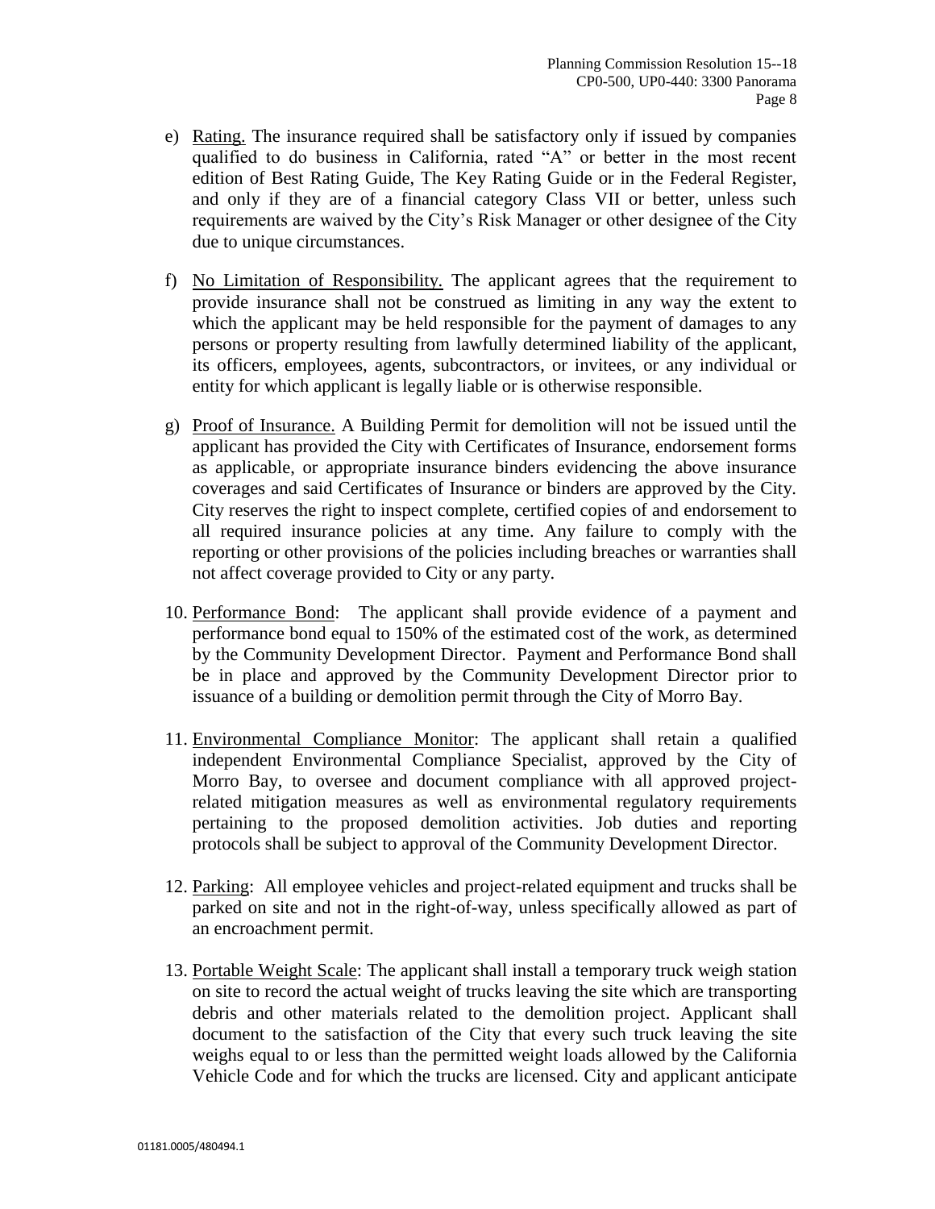e) Rating. The insurance required shall be satisfactory only if issued by companies qualified to do business in California, rated "A" or better in the most recent edition of Best Rating Guide, The Key Rating Guide or in the Federal Register, and only if they are of a financial category Class VII or better, unless such requirements are waived by the City's Risk Manager or other designee of the City due to unique circumstances.

f) No Limitation of Responsibility. The applicant agrees that the requirement to provide insurance shall not be construed as limiting in any way the extent to which the applicant may be held responsible for the payment of damages to any persons or property resulting from lawfully determined liability of the applicant, its officers, employees, agents, subcontractors, or invitees, or any individual or entity for which applicant is legally liable or is otherwise responsible.

g) Proof of Insurance. A Building Permit for demolition will not be issued until the applicant has provided the City with Certificates of Insurance, endorsement forms as applicable, or appropriate insurance binders evidencing the above insurance coverages and said Certificates of Insurance or binders are approved by the City. City reserves the right to inspect complete, certified copies of and endorsement to all required insurance policies at any time. Any failure to comply with the reporting or other provisions of the policies including breaches or warranties shall not affect coverage provided to City or any party.

10. Performance Bond: The applicant shall provide evidence of a payment and performance bond equal to 150% of the estimated cost of the work, as determined by the Community Development Director. Payment and Performance Bond shall be in place and approved by the Community Development Director prior to issuance of a building or demolition permit through the City of Morro Bay.

11. Environmental Compliance Monitor: The applicant shall retain a qualified independent Environmental Compliance Specialist, approved by the City of Morro Bay, to oversee and document compliance with all approved project-related mitigation measures as well as environmental regulatory requirements pertaining to the proposed demolition activities. Job duties and reporting protocols shall be subject to approval of the Community Development Director.

12. Parking: All employee vehicles and project-related equipment and trucks shall be parked on site and not in the right-of-way, unless specifically allowed as part of an encroachment permit.

13. Portable Weight Scale: The applicant shall install a temporary truck weigh station on site to record the actual weight of trucks leaving the site which are transporting debris and other materials related to the demolition project. Applicant shall document to the satisfaction of the City that every such truck leaving the site weighs equal to or less than the permitted weight loads allowed by the California Vehicle Code and for which the trucks are licensed. City and applicant anticipate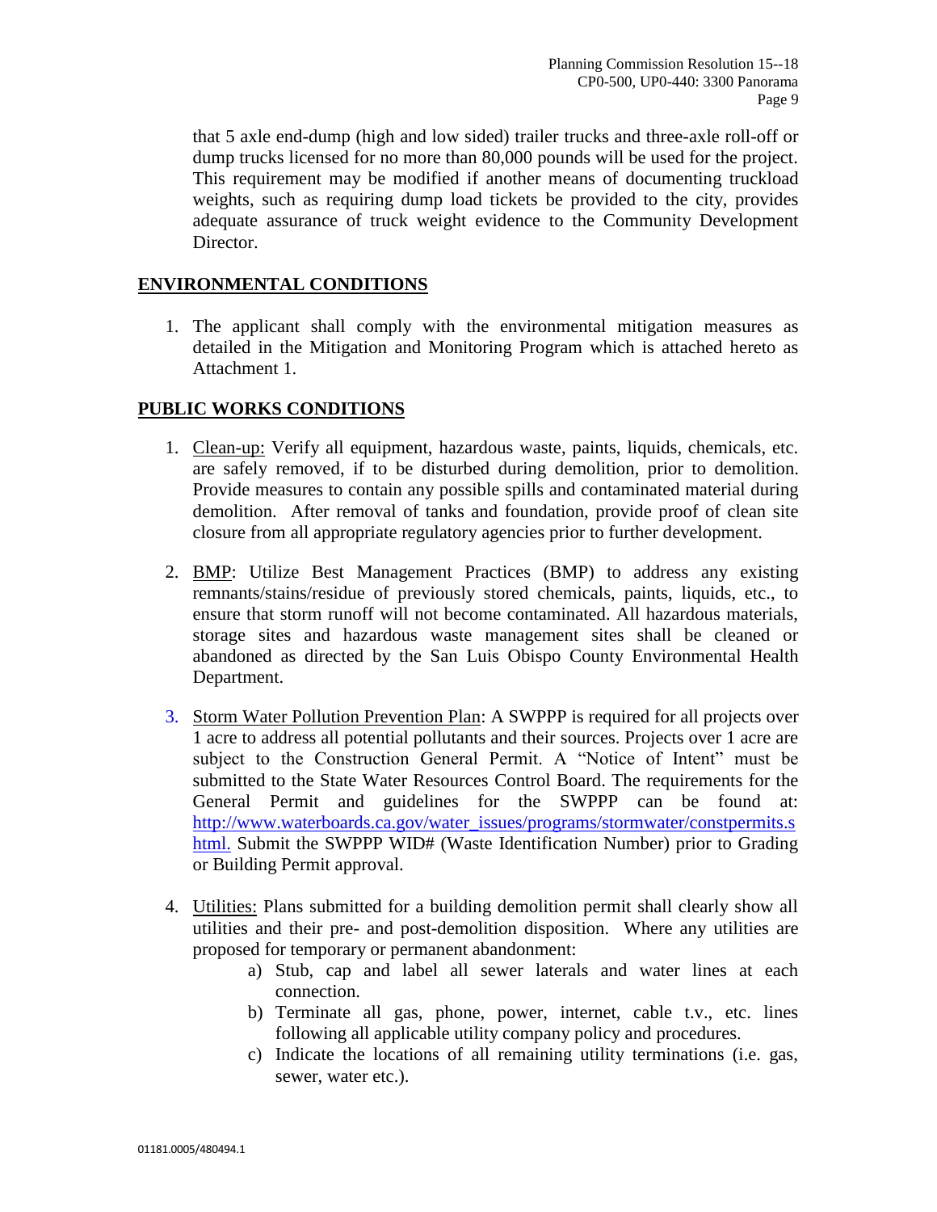that 5 axle end-dump (high and low sided) trailer trucks and three-axle roll-off or dump trucks licensed for no more than 80,000 pounds will be used for the project. This requirement may be modified if another means of documenting truckload weights, such as requiring dump load tickets be provided to the city, provides adequate assurance of truck weight evidence to the Community Development Director.

## ENVIRONMENTAL CONDITIONS

1. The applicant shall comply with the environmental mitigation measures as detailed in the Mitigation and Monitoring Program which is attached hereto as Attachment 1.

## PUBLIC WORKS CONDITIONS

1. Clean-up: Verify all equipment, hazardous waste, paints, liquids, chemicals, etc. are safely removed, if to be disturbed during demolition, prior to demolition. Provide measures to contain any possible spills and contaminated material during demolition. After removal of tanks and foundation, provide proof of clean site closure from all appropriate regulatory agencies prior to further development.

2. BMP: Utilize Best Management Practices (BMP) to address any existing remnants/stains/residue of previously stored chemicals, paints, liquids, etc., to ensure that storm runoff will not become contaminated. All hazardous materials, storage sites and hazardous waste management sites shall be cleaned or abandoned as directed by the San Luis Obispo County Environmental Health Department.

3. Storm Water Pollution Prevention Plan: A SWPPP is required for all projects over 1 acre to address all potential pollutants and their sources. Projects over 1 acre are subject to the Construction General Permit. A "Notice of Intent" must be submitted to the State Water Resources Control Board. The requirements for the General Permit and guidelines for the SWPPP can be found at: http://www.waterboards.ca.gov/water_issues/programs/stormwater/constpermits.shtml. Submit the SWPPP WID# (Waste Identification Number) prior to Grading or Building Permit approval.

4. Utilities: Plans submitted for a building demolition permit shall clearly show all utilities and their pre- and post-demolition disposition. Where any utilities are proposed for temporary or permanent abandonment:
   a) Stub, cap and label all sewer laterals and water lines at each connection.
   b) Terminate all gas, phone, power, internet, cable t.v., etc. lines following all applicable utility company policy and procedures.
   c) Indicate the locations of all remaining utility terminations (i.e. gas, sewer, water etc.).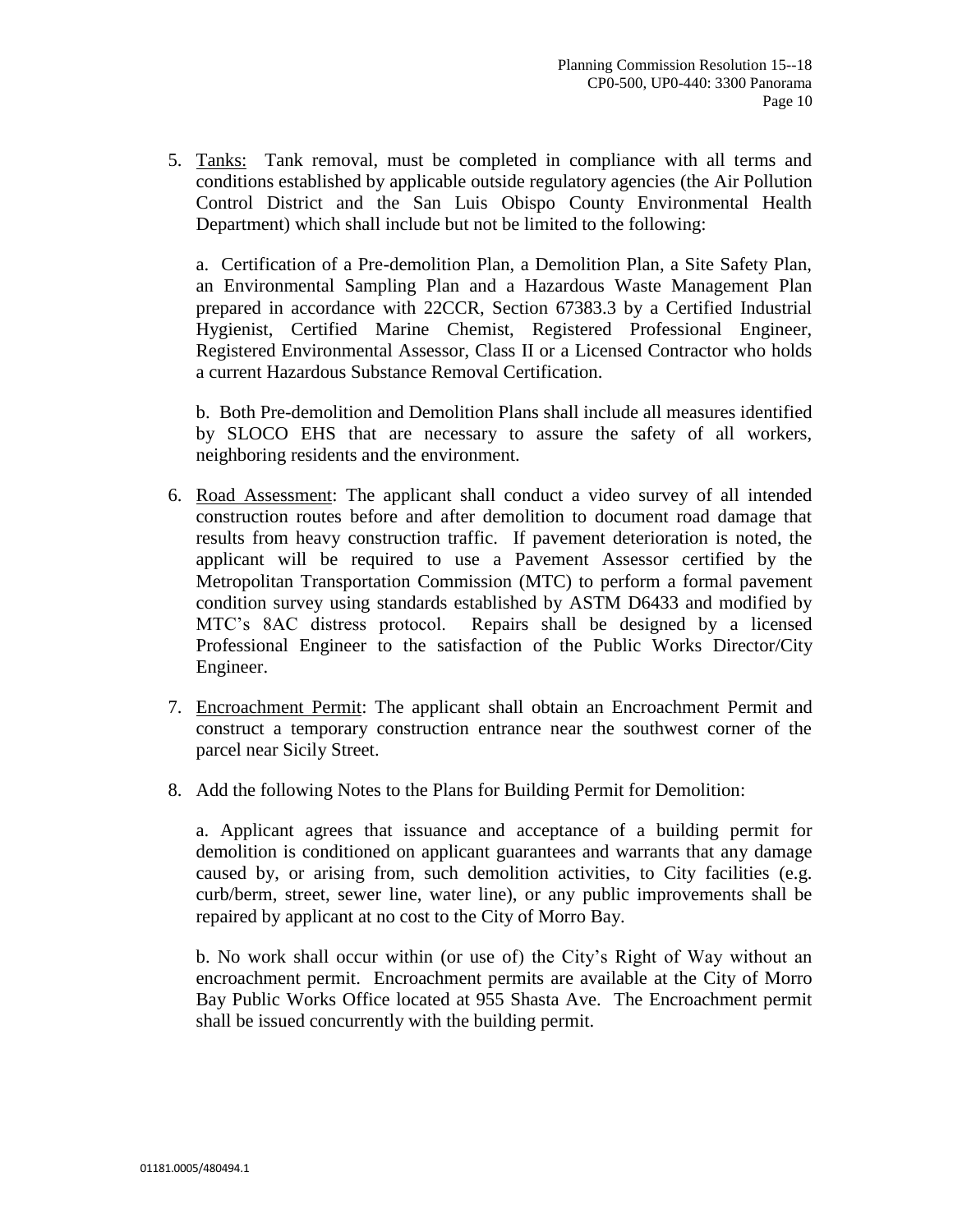5. <u>Tanks:</u> Tank removal, must be completed in compliance with all terms and conditions established by applicable outside regulatory agencies (the Air Pollution Control District and the San Luis Obispo County Environmental Health Department) which shall include but not be limited to the following:

   a. Certification of a Pre-demolition Plan, a Demolition Plan, a Site Safety Plan, an Environmental Sampling Plan and a Hazardous Waste Management Plan prepared in accordance with 22CCR, Section 67383.3 by a Certified Industrial Hygienist, Certified Marine Chemist, Registered Professional Engineer, Registered Environmental Assessor, Class II or a Licensed Contractor who holds a current Hazardous Substance Removal Certification.

   b. Both Pre-demolition and Demolition Plans shall include all measures identified by SLOCO EHS that are necessary to assure the safety of all workers, neighboring residents and the environment.

6. <u>Road Assessment</u>: The applicant shall conduct a video survey of all intended construction routes before and after demolition to document road damage that results from heavy construction traffic. If pavement deterioration is noted, the applicant will be required to use a Pavement Assessor certified by the Metropolitan Transportation Commission (MTC) to perform a formal pavement condition survey using standards established by ASTM D6433 and modified by MTC's 8AC distress protocol. Repairs shall be designed by a licensed Professional Engineer to the satisfaction of the Public Works Director/City Engineer.

7. <u>Encroachment Permit</u>: The applicant shall obtain an Encroachment Permit and construct a temporary construction entrance near the southwest corner of the parcel near Sicily Street.

8. Add the following Notes to the Plans for Building Permit for Demolition:

   a. Applicant agrees that issuance and acceptance of a building permit for demolition is conditioned on applicant guarantees and warrants that any damage caused by, or arising from, such demolition activities, to City facilities (e.g. curb/berm, street, sewer line, water line), or any public improvements shall be repaired by applicant at no cost to the City of Morro Bay.

   b. No work shall occur within (or use of) the City's Right of Way without an encroachment permit. Encroachment permits are available at the City of Morro Bay Public Works Office located at 955 Shasta Ave. The Encroachment permit shall be issued concurrently with the building permit.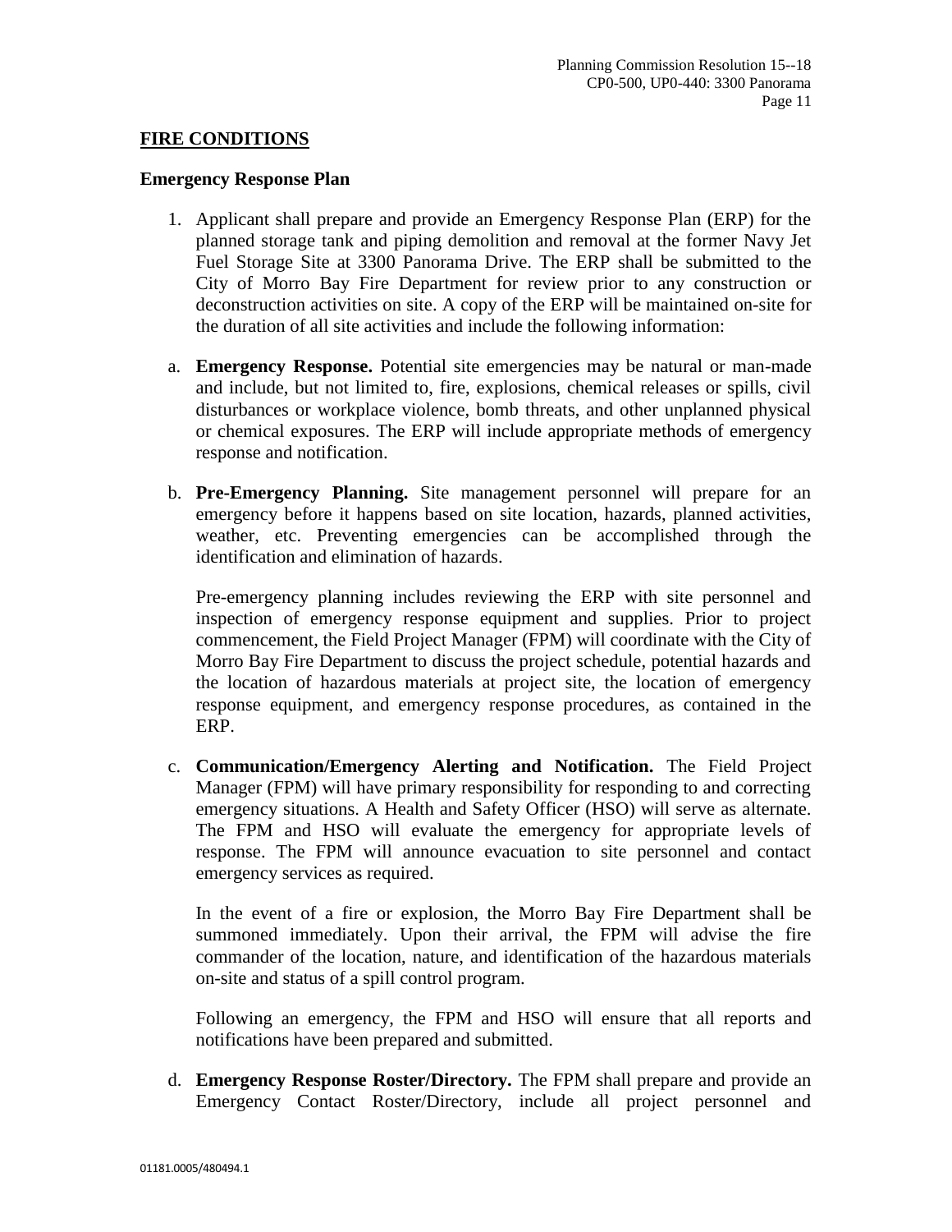**FIRE CONDITIONS**

**Emergency Response Plan**

1. Applicant shall prepare and provide an Emergency Response Plan (ERP) for the planned storage tank and piping demolition and removal at the former Navy Jet Fuel Storage Site at 3300 Panorama Drive. The ERP shall be submitted to the City of Morro Bay Fire Department for review prior to any construction or deconstruction activities on site. A copy of the ERP will be maintained on-site for the duration of all site activities and include the following information:

a. **Emergency Response.** Potential site emergencies may be natural or man-made and include, but not limited to, fire, explosions, chemical releases or spills, civil disturbances or workplace violence, bomb threats, and other unplanned physical or chemical exposures. The ERP will include appropriate methods of emergency response and notification.

b. **Pre-Emergency Planning.** Site management personnel will prepare for an emergency before it happens based on site location, hazards, planned activities, weather, etc. Preventing emergencies can be accomplished through the identification and elimination of hazards.

   Pre-emergency planning includes reviewing the ERP with site personnel and inspection of emergency response equipment and supplies. Prior to project commencement, the Field Project Manager (FPM) will coordinate with the City of Morro Bay Fire Department to discuss the project schedule, potential hazards and the location of hazardous materials at project site, the location of emergency response equipment, and emergency response procedures, as contained in the ERP.

c. **Communication/Emergency Alerting and Notification.** The Field Project Manager (FPM) will have primary responsibility for responding to and correcting emergency situations. A Health and Safety Officer (HSO) will serve as alternate. The FPM and HSO will evaluate the emergency for appropriate levels of response. The FPM will announce evacuation to site personnel and contact emergency services as required.

   In the event of a fire or explosion, the Morro Bay Fire Department shall be summoned immediately. Upon their arrival, the FPM will advise the fire commander of the location, nature, and identification of the hazardous materials on-site and status of a spill control program.

   Following an emergency, the FPM and HSO will ensure that all reports and notifications have been prepared and submitted.

d. **Emergency Response Roster/Directory.** The FPM shall prepare and provide an Emergency Contact Roster/Directory, include all project personnel and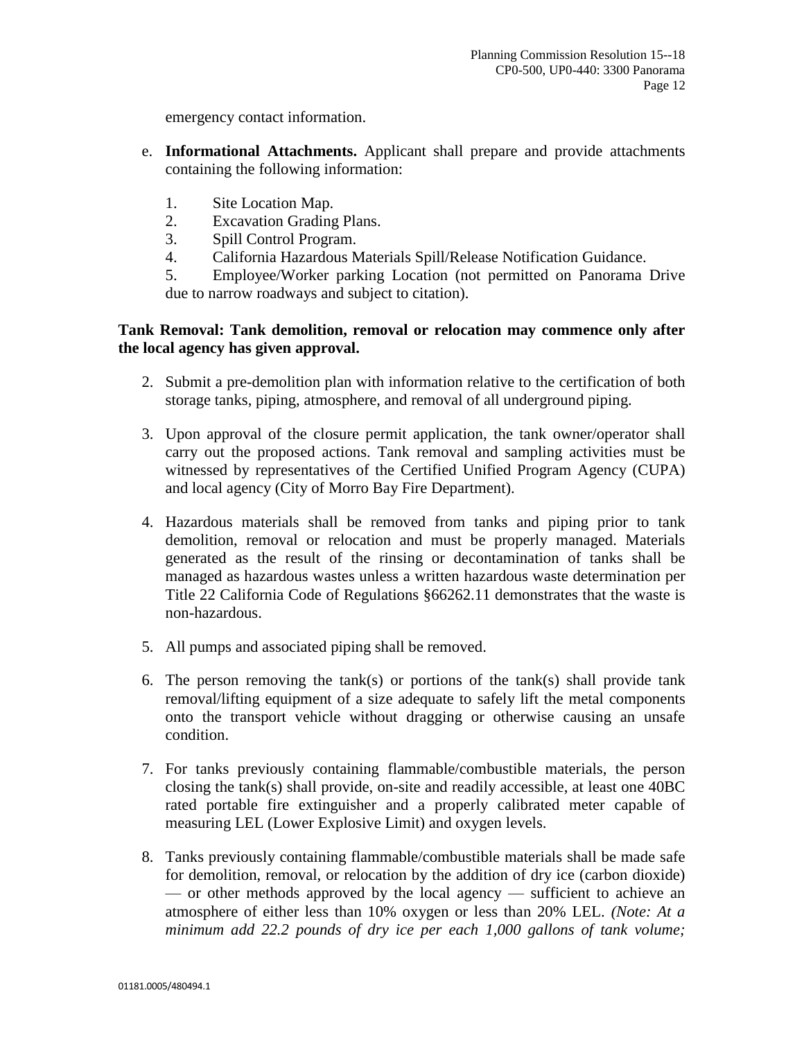emergency contact information.

e. **Informational Attachments.** Applicant shall prepare and provide attachments containing the following information:

   1. Site Location Map.
   2. Excavation Grading Plans.
   3. Spill Control Program.
   4. California Hazardous Materials Spill/Release Notification Guidance.
   5. Employee/Worker parking Location (not permitted on Panorama Drive due to narrow roadways and subject to citation).

**Tank Removal: Tank demolition, removal or relocation may commence only after the local agency has given approval.**

2. Submit a pre-demolition plan with information relative to the certification of both storage tanks, piping, atmosphere, and removal of all underground piping.

3. Upon approval of the closure permit application, the tank owner/operator shall carry out the proposed actions. Tank removal and sampling activities must be witnessed by representatives of the Certified Unified Program Agency (CUPA) and local agency (City of Morro Bay Fire Department).

4. Hazardous materials shall be removed from tanks and piping prior to tank demolition, removal or relocation and must be properly managed. Materials generated as the result of the rinsing or decontamination of tanks shall be managed as hazardous wastes unless a written hazardous waste determination per Title 22 California Code of Regulations §66262.11 demonstrates that the waste is non-hazardous.

5. All pumps and associated piping shall be removed.

6. The person removing the tank(s) or portions of the tank(s) shall provide tank removal/lifting equipment of a size adequate to safely lift the metal components onto the transport vehicle without dragging or otherwise causing an unsafe condition.

7. For tanks previously containing flammable/combustible materials, the person closing the tank(s) shall provide, on-site and readily accessible, at least one 40BC rated portable fire extinguisher and a properly calibrated meter capable of measuring LEL (Lower Explosive Limit) and oxygen levels.

8. Tanks previously containing flammable/combustible materials shall be made safe for demolition, removal, or relocation by the addition of dry ice (carbon dioxide) — or other methods approved by the local agency — sufficient to achieve an atmosphere of either less than 10% oxygen or less than 20% LEL. *(Note: At a minimum add 22.2 pounds of dry ice per each 1,000 gallons of tank volume;*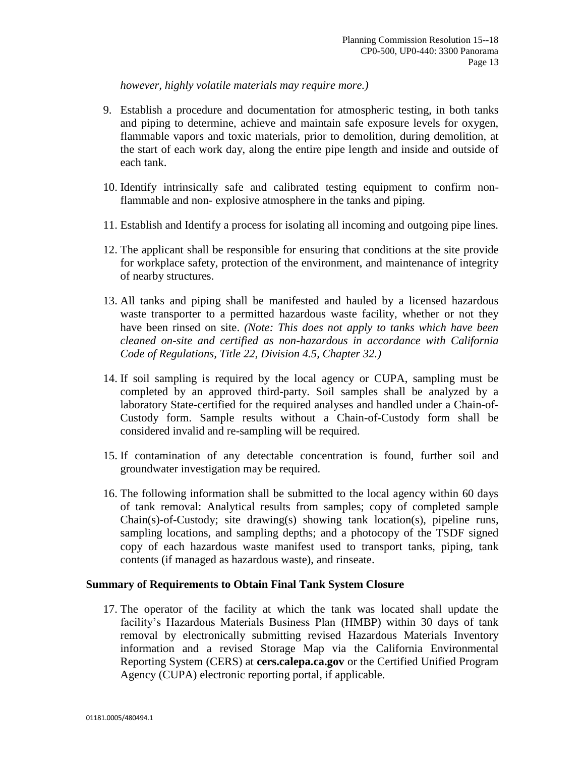*however, highly volatile materials may require more.)*

9. Establish a procedure and documentation for atmospheric testing, in both tanks and piping to determine, achieve and maintain safe exposure levels for oxygen, flammable vapors and toxic materials, prior to demolition, during demolition, at the start of each work day, along the entire pipe length and inside and outside of each tank.

10. Identify intrinsically safe and calibrated testing equipment to confirm non-flammable and non- explosive atmosphere in the tanks and piping.

11. Establish and Identify a process for isolating all incoming and outgoing pipe lines.

12. The applicant shall be responsible for ensuring that conditions at the site provide for workplace safety, protection of the environment, and maintenance of integrity of nearby structures.

13. All tanks and piping shall be manifested and hauled by a licensed hazardous waste transporter to a permitted hazardous waste facility, whether or not they have been rinsed on site. *(Note: This does not apply to tanks which have been cleaned on-site and certified as non-hazardous in accordance with California Code of Regulations, Title 22, Division 4.5, Chapter 32.)*

14. If soil sampling is required by the local agency or CUPA, sampling must be completed by an approved third-party. Soil samples shall be analyzed by a laboratory State-certified for the required analyses and handled under a Chain-of-Custody form. Sample results without a Chain-of-Custody form shall be considered invalid and re-sampling will be required.

15. If contamination of any detectable concentration is found, further soil and groundwater investigation may be required.

16. The following information shall be submitted to the local agency within 60 days of tank removal: Analytical results from samples; copy of completed sample Chain(s)-of-Custody; site drawing(s) showing tank location(s), pipeline runs, sampling locations, and sampling depths; and a photocopy of the TSDF signed copy of each hazardous waste manifest used to transport tanks, piping, tank contents (if managed as hazardous waste), and rinseate.

**Summary of Requirements to Obtain Final Tank System Closure**

17. The operator of the facility at which the tank was located shall update the facility's Hazardous Materials Business Plan (HMBP) within 30 days of tank removal by electronically submitting revised Hazardous Materials Inventory information and a revised Storage Map via the California Environmental Reporting System (CERS) at **cers.calepa.ca.gov** or the Certified Unified Program Agency (CUPA) electronic reporting portal, if applicable.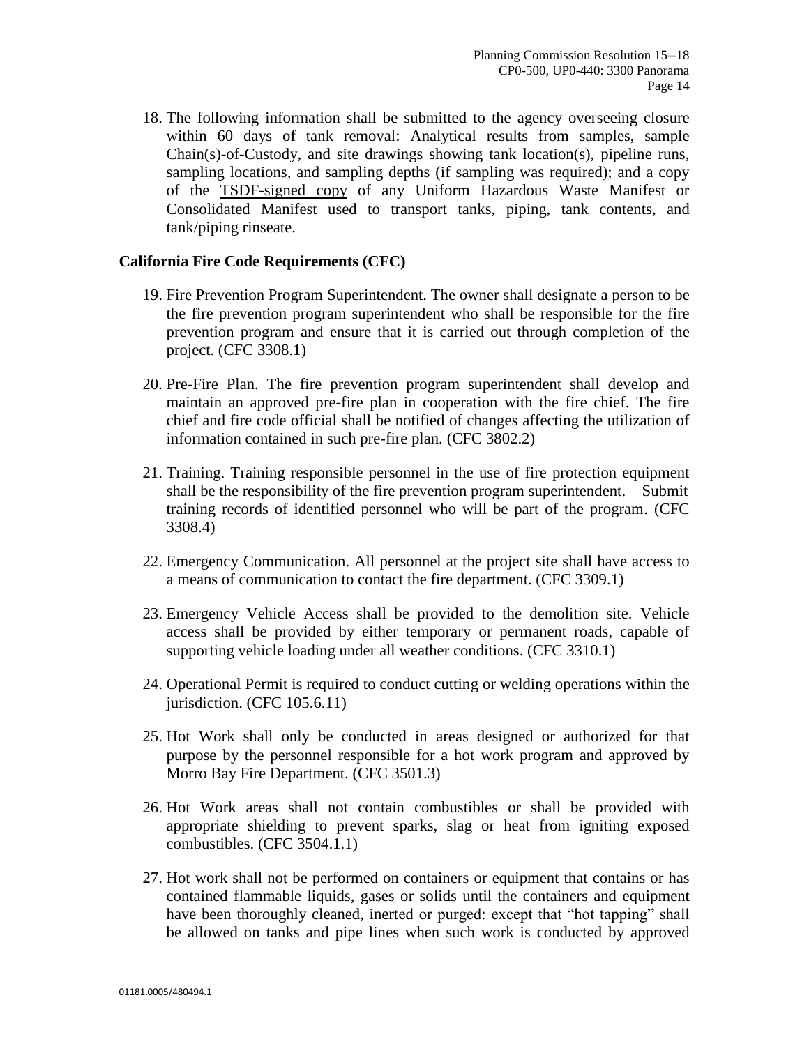18. The following information shall be submitted to the agency overseeing closure within 60 days of tank removal: Analytical results from samples, sample Chain(s)-of-Custody, and site drawings showing tank location(s), pipeline runs, sampling locations, and sampling depths (if sampling was required); and a copy of the <u>TSDF-signed copy</u> of any Uniform Hazardous Waste Manifest or Consolidated Manifest used to transport tanks, piping, tank contents, and tank/piping rinseate.

**California Fire Code Requirements (CFC)**

19. Fire Prevention Program Superintendent. The owner shall designate a person to be the fire prevention program superintendent who shall be responsible for the fire prevention program and ensure that it is carried out through completion of the project. (CFC 3308.1)

20. Pre-Fire Plan. The fire prevention program superintendent shall develop and maintain an approved pre-fire plan in cooperation with the fire chief. The fire chief and fire code official shall be notified of changes affecting the utilization of information contained in such pre-fire plan. (CFC 3802.2)

21. Training. Training responsible personnel in the use of fire protection equipment shall be the responsibility of the fire prevention program superintendent. Submit training records of identified personnel who will be part of the program. (CFC 3308.4)

22. Emergency Communication. All personnel at the project site shall have access to a means of communication to contact the fire department. (CFC 3309.1)

23. Emergency Vehicle Access shall be provided to the demolition site. Vehicle access shall be provided by either temporary or permanent roads, capable of supporting vehicle loading under all weather conditions. (CFC 3310.1)

24. Operational Permit is required to conduct cutting or welding operations within the jurisdiction. (CFC 105.6.11)

25. Hot Work shall only be conducted in areas designed or authorized for that purpose by the personnel responsible for a hot work program and approved by Morro Bay Fire Department. (CFC 3501.3)

26. Hot Work areas shall not contain combustibles or shall be provided with appropriate shielding to prevent sparks, slag or heat from igniting exposed combustibles. (CFC 3504.1.1)

27. Hot work shall not be performed on containers or equipment that contains or has contained flammable liquids, gases or solids until the containers and equipment have been thoroughly cleaned, inerted or purged: except that "hot tapping" shall be allowed on tanks and pipe lines when such work is conducted by approved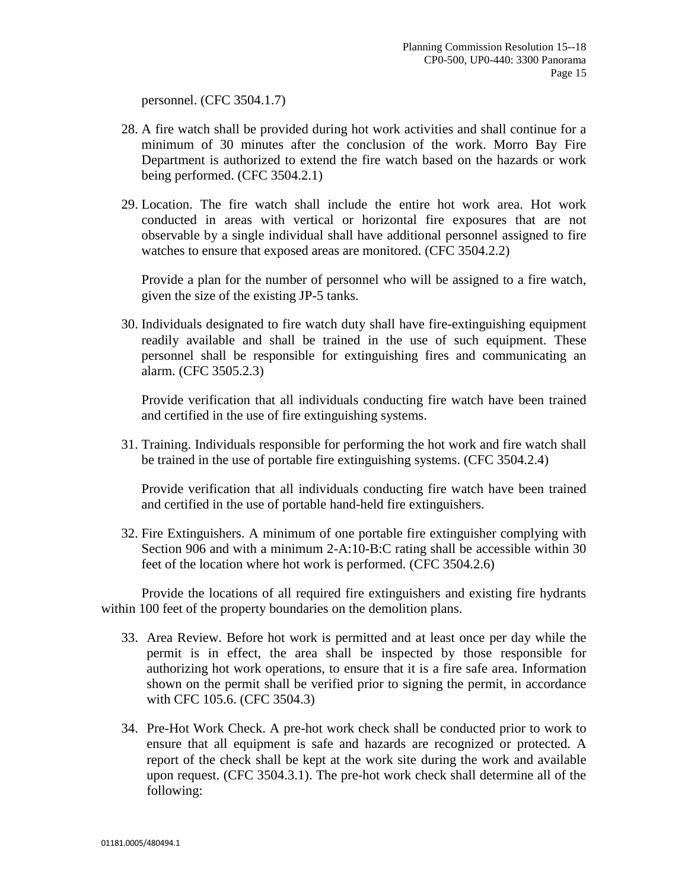personnel. (CFC 3504.1.7)

28. A fire watch shall be provided during hot work activities and shall continue for a minimum of 30 minutes after the conclusion of the work. Morro Bay Fire Department is authorized to extend the fire watch based on the hazards or work being performed. (CFC 3504.2.1)

29. Location. The fire watch shall include the entire hot work area. Hot work conducted in areas with vertical or horizontal fire exposures that are not observable by a single individual shall have additional personnel assigned to fire watches to ensure that exposed areas are monitored. (CFC 3504.2.2)

    Provide a plan for the number of personnel who will be assigned to a fire watch, given the size of the existing JP-5 tanks.

30. Individuals designated to fire watch duty shall have fire-extinguishing equipment readily available and shall be trained in the use of such equipment. These personnel shall be responsible for extinguishing fires and communicating an alarm. (CFC 3505.2.3)

    Provide verification that all individuals conducting fire watch have been trained and certified in the use of fire extinguishing systems.

31. Training. Individuals responsible for performing the hot work and fire watch shall be trained in the use of portable fire extinguishing systems. (CFC 3504.2.4)

    Provide verification that all individuals conducting fire watch have been trained and certified in the use of portable hand-held fire extinguishers.

32. Fire Extinguishers. A minimum of one portable fire extinguisher complying with Section 906 and with a minimum 2-A:10-B:C rating shall be accessible within 30 feet of the location where hot work is performed. (CFC 3504.2.6)

Provide the locations of all required fire extinguishers and existing fire hydrants within 100 feet of the property boundaries on the demolition plans.

33. Area Review. Before hot work is permitted and at least once per day while the permit is in effect, the area shall be inspected by those responsible for authorizing hot work operations, to ensure that it is a fire safe area. Information shown on the permit shall be verified prior to signing the permit, in accordance with CFC 105.6. (CFC 3504.3)

34. Pre-Hot Work Check. A pre-hot work check shall be conducted prior to work to ensure that all equipment is safe and hazards are recognized or protected. A report of the check shall be kept at the work site during the work and available upon request. (CFC 3504.3.1). The pre-hot work check shall determine all of the following: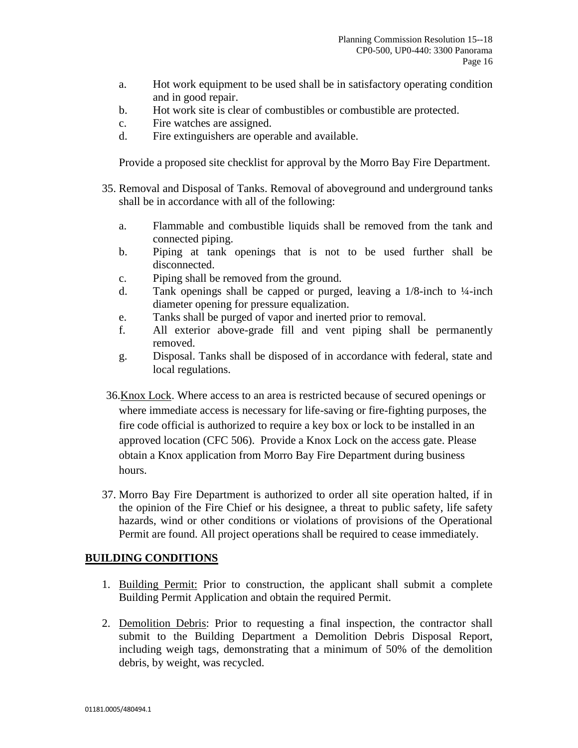a. Hot work equipment to be used shall be in satisfactory operating condition and in good repair.
b. Hot work site is clear of combustibles or combustible are protected.
c. Fire watches are assigned.
d. Fire extinguishers are operable and available.

Provide a proposed site checklist for approval by the Morro Bay Fire Department.

35. Removal and Disposal of Tanks. Removal of aboveground and underground tanks shall be in accordance with all of the following:

    a. Flammable and combustible liquids shall be removed from the tank and connected piping.
    b. Piping at tank openings that is not to be used further shall be disconnected.
    c. Piping shall be removed from the ground.
    d. Tank openings shall be capped or purged, leaving a 1/8-inch to ¼-inch diameter opening for pressure equalization.
    e. Tanks shall be purged of vapor and inerted prior to removal.
    f. All exterior above-grade fill and vent piping shall be permanently removed.
    g. Disposal. Tanks shall be disposed of in accordance with federal, state and local regulations.

36. <u>Knox Lock</u>. Where access to an area is restricted because of secured openings or where immediate access is necessary for life-saving or fire-fighting purposes, the fire code official is authorized to require a key box or lock to be installed in an approved location (CFC 506). Provide a Knox Lock on the access gate. Please obtain a Knox application from Morro Bay Fire Department during business hours.

37. Morro Bay Fire Department is authorized to order all site operation halted, if in the opinion of the Fire Chief or his designee, a threat to public safety, life safety hazards, wind or other conditions or violations of provisions of the Operational Permit are found. All project operations shall be required to cease immediately.

## BUILDING CONDITIONS

1. <u>Building Permit:</u> Prior to construction, the applicant shall submit a complete Building Permit Application and obtain the required Permit.

2. <u>Demolition Debris</u>: Prior to requesting a final inspection, the contractor shall submit to the Building Department a Demolition Debris Disposal Report, including weigh tags, demonstrating that a minimum of 50% of the demolition debris, by weight, was recycled.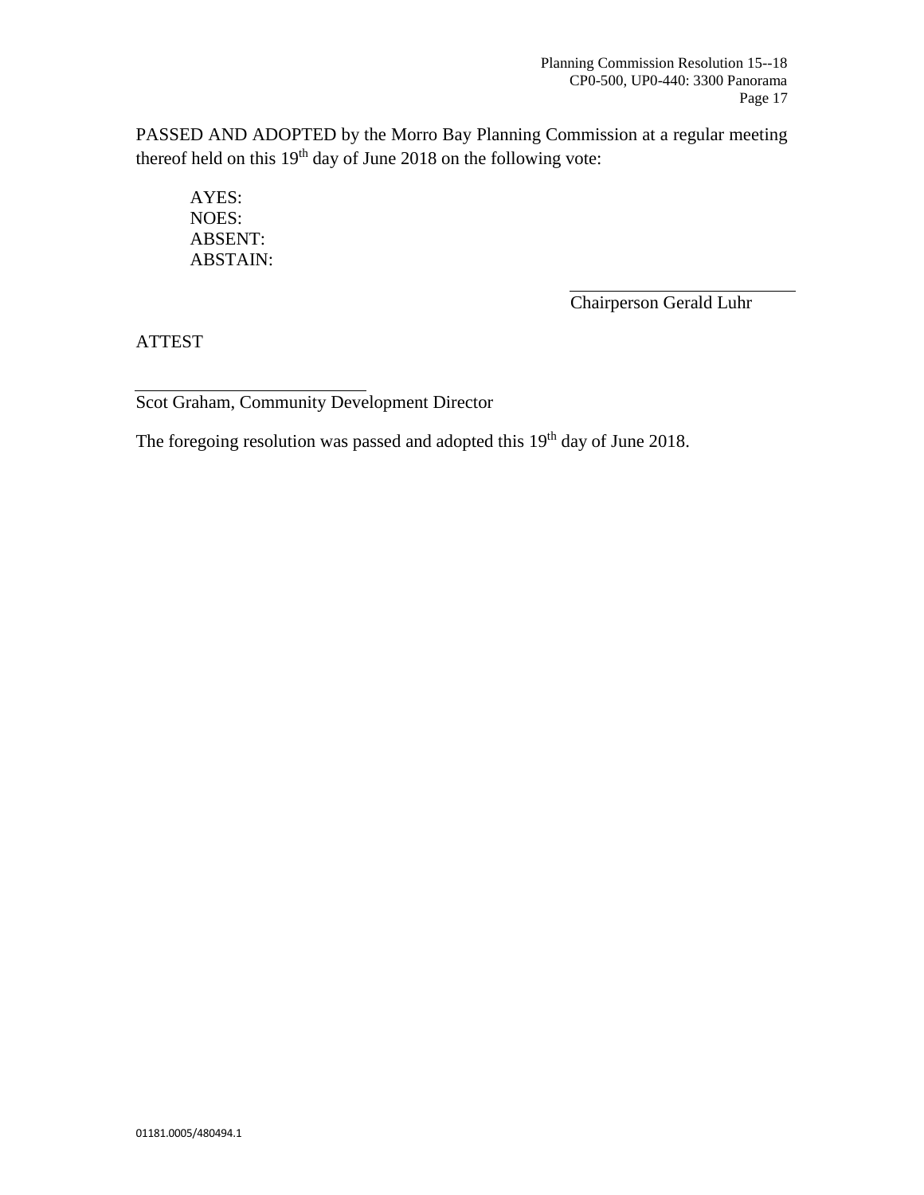PASSED AND ADOPTED by the Morro Bay Planning Commission at a regular meeting thereof held on this 19th day of June 2018 on the following vote:

AYES:
NOES:
ABSENT:
ABSTAIN:

\_\_\_\_\_\_\_\_\_\_\_\_\_\_\_\_\_\_\_\_\_\_\_\_\_\_
Chairperson Gerald Luhr

ATTEST

\_\_\_\_\_\_\_\_\_\_\_\_\_\_\_\_\_\_\_\_\_\_\_\_\_\_
Scot Graham, Community Development Director

The foregoing resolution was passed and adopted this 19th day of June 2018.

01181.0005/480494.1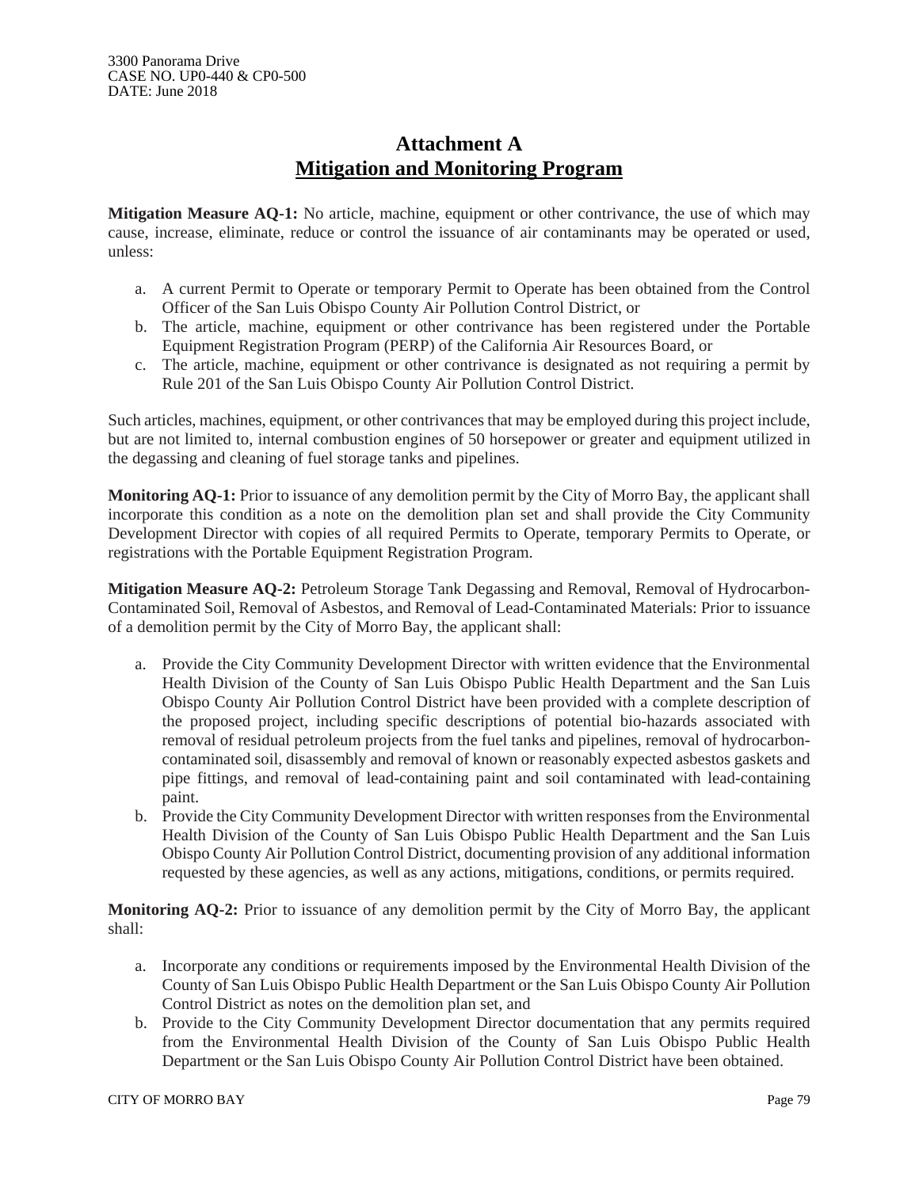# Attachment A
## Mitigation and Monitoring Program

**Mitigation Measure AQ-1:** No article, machine, equipment or other contrivance, the use of which may cause, increase, eliminate, reduce or control the issuance of air contaminants may be operated or used, unless:

a. A current Permit to Operate or temporary Permit to Operate has been obtained from the Control Officer of the San Luis Obispo County Air Pollution Control District, or
b. The article, machine, equipment or other contrivance has been registered under the Portable Equipment Registration Program (PERP) of the California Air Resources Board, or
c. The article, machine, equipment or other contrivance is designated as not requiring a permit by Rule 201 of the San Luis Obispo County Air Pollution Control District.

Such articles, machines, equipment, or other contrivances that may be employed during this project include, but are not limited to, internal combustion engines of 50 horsepower or greater and equipment utilized in the degassing and cleaning of fuel storage tanks and pipelines.

**Monitoring AQ-1:** Prior to issuance of any demolition permit by the City of Morro Bay, the applicant shall incorporate this condition as a note on the demolition plan set and shall provide the City Community Development Director with copies of all required Permits to Operate, temporary Permits to Operate, or registrations with the Portable Equipment Registration Program.

**Mitigation Measure AQ-2:** Petroleum Storage Tank Degassing and Removal, Removal of Hydrocarbon-Contaminated Soil, Removal of Asbestos, and Removal of Lead-Contaminated Materials: Prior to issuance of a demolition permit by the City of Morro Bay, the applicant shall:

a. Provide the City Community Development Director with written evidence that the Environmental Health Division of the County of San Luis Obispo Public Health Department and the San Luis Obispo County Air Pollution Control District have been provided with a complete description of the proposed project, including specific descriptions of potential bio-hazards associated with removal of residual petroleum projects from the fuel tanks and pipelines, removal of hydrocarbon-contaminated soil, disassembly and removal of known or reasonably expected asbestos gaskets and pipe fittings, and removal of lead-containing paint and soil contaminated with lead-containing paint.
b. Provide the City Community Development Director with written responses from the Environmental Health Division of the County of San Luis Obispo Public Health Department and the San Luis Obispo County Air Pollution Control District, documenting provision of any additional information requested by these agencies, as well as any actions, mitigations, conditions, or permits required.

**Monitoring AQ-2:** Prior to issuance of any demolition permit by the City of Morro Bay, the applicant shall:

a. Incorporate any conditions or requirements imposed by the Environmental Health Division of the County of San Luis Obispo Public Health Department or the San Luis Obispo County Air Pollution Control District as notes on the demolition plan set, and
b. Provide to the City Community Development Director documentation that any permits required from the Environmental Health Division of the County of San Luis Obispo Public Health Department or the San Luis Obispo County Air Pollution Control District have been obtained.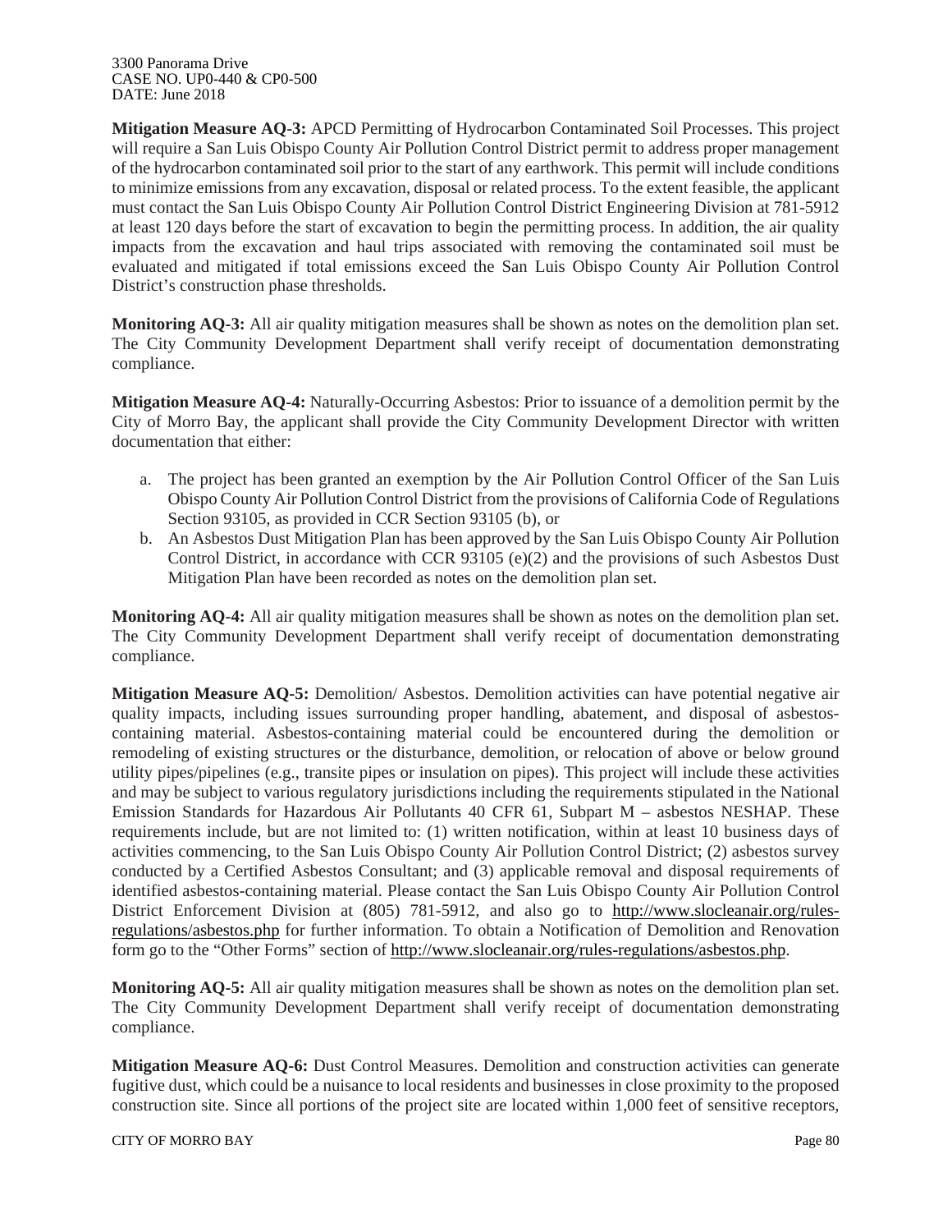**Mitigation Measure AQ-3:** APCD Permitting of Hydrocarbon Contaminated Soil Processes. This project will require a San Luis Obispo County Air Pollution Control District permit to address proper management of the hydrocarbon contaminated soil prior to the start of any earthwork. This permit will include conditions to minimize emissions from any excavation, disposal or related process. To the extent feasible, the applicant must contact the San Luis Obispo County Air Pollution Control District Engineering Division at 781-5912 at least 120 days before the start of excavation to begin the permitting process. In addition, the air quality impacts from the excavation and haul trips associated with removing the contaminated soil must be evaluated and mitigated if total emissions exceed the San Luis Obispo County Air Pollution Control District's construction phase thresholds.

**Monitoring AQ-3:** All air quality mitigation measures shall be shown as notes on the demolition plan set. The City Community Development Department shall verify receipt of documentation demonstrating compliance.

**Mitigation Measure AQ-4:** Naturally-Occurring Asbestos: Prior to issuance of a demolition permit by the City of Morro Bay, the applicant shall provide the City Community Development Director with written documentation that either:

a. The project has been granted an exemption by the Air Pollution Control Officer of the San Luis Obispo County Air Pollution Control District from the provisions of California Code of Regulations Section 93105, as provided in CCR Section 93105 (b), or
b. An Asbestos Dust Mitigation Plan has been approved by the San Luis Obispo County Air Pollution Control District, in accordance with CCR 93105 (e)(2) and the provisions of such Asbestos Dust Mitigation Plan have been recorded as notes on the demolition plan set.

**Monitoring AQ-4:** All air quality mitigation measures shall be shown as notes on the demolition plan set. The City Community Development Department shall verify receipt of documentation demonstrating compliance.

**Mitigation Measure AQ-5:** Demolition/ Asbestos. Demolition activities can have potential negative air quality impacts, including issues surrounding proper handling, abatement, and disposal of asbestos-containing material. Asbestos-containing material could be encountered during the demolition or remodeling of existing structures or the disturbance, demolition, or relocation of above or below ground utility pipes/pipelines (e.g., transite pipes or insulation on pipes). This project will include these activities and may be subject to various regulatory jurisdictions including the requirements stipulated in the National Emission Standards for Hazardous Air Pollutants 40 CFR 61, Subpart M – asbestos NESHAP. These requirements include, but are not limited to: (1) written notification, within at least 10 business days of activities commencing, to the San Luis Obispo County Air Pollution Control District; (2) asbestos survey conducted by a Certified Asbestos Consultant; and (3) applicable removal and disposal requirements of identified asbestos-containing material. Please contact the San Luis Obispo County Air Pollution Control District Enforcement Division at (805) 781-5912, and also go to http://www.slocleanair.org/rules-regulations/asbestos.php for further information. To obtain a Notification of Demolition and Renovation form go to the "Other Forms" section of http://www.slocleanair.org/rules-regulations/asbestos.php.

**Monitoring AQ-5:** All air quality mitigation measures shall be shown as notes on the demolition plan set. The City Community Development Department shall verify receipt of documentation demonstrating compliance.

**Mitigation Measure AQ-6:** Dust Control Measures. Demolition and construction activities can generate fugitive dust, which could be a nuisance to local residents and businesses in close proximity to the proposed construction site. Since all portions of the project site are located within 1,000 feet of sensitive receptors,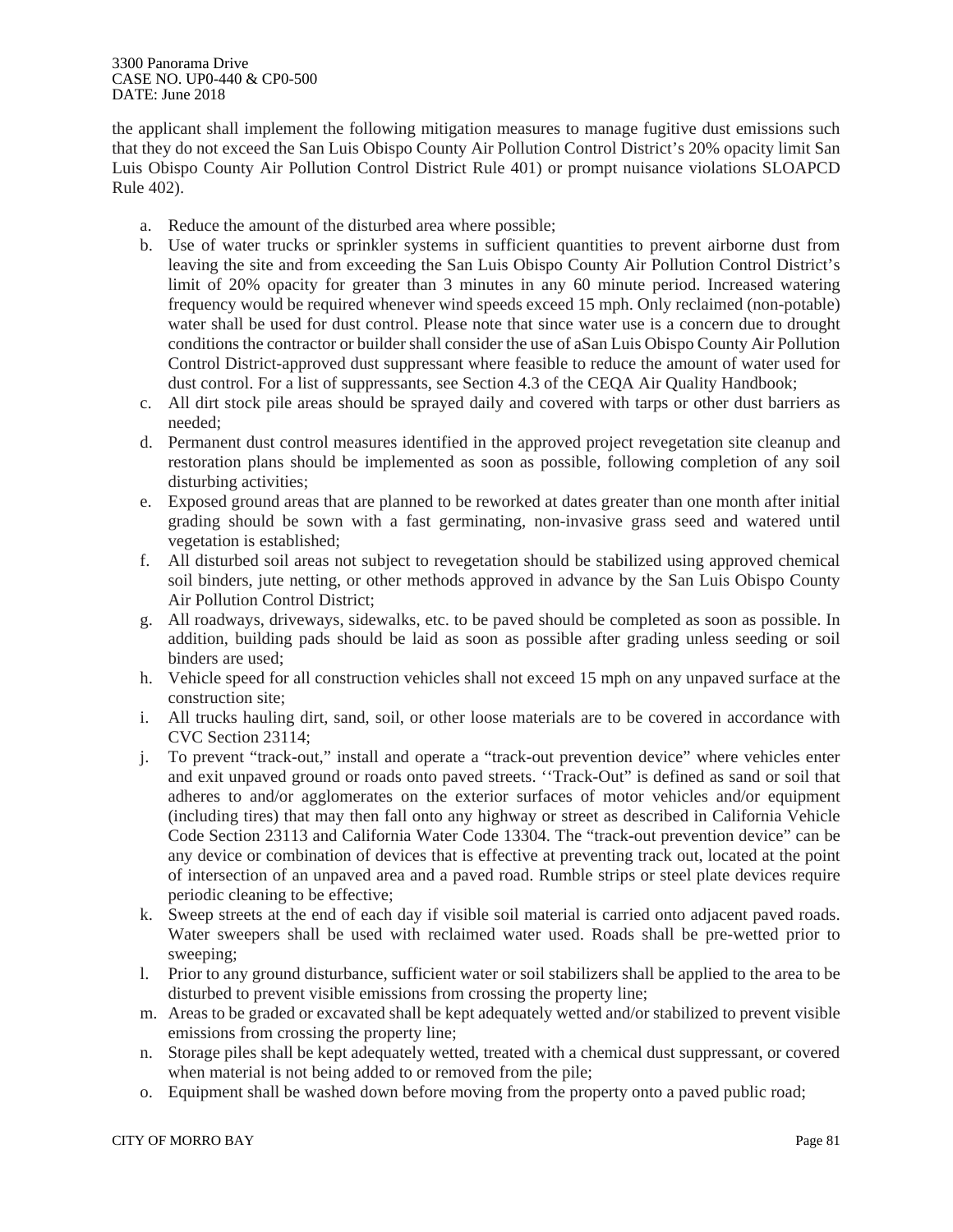the applicant shall implement the following mitigation measures to manage fugitive dust emissions such that they do not exceed the San Luis Obispo County Air Pollution Control District's 20% opacity limit San Luis Obispo County Air Pollution Control District Rule 401) or prompt nuisance violations SLOAPCD Rule 402).

a. Reduce the amount of the disturbed area where possible;
b. Use of water trucks or sprinkler systems in sufficient quantities to prevent airborne dust from leaving the site and from exceeding the San Luis Obispo County Air Pollution Control District's limit of 20% opacity for greater than 3 minutes in any 60 minute period. Increased watering frequency would be required whenever wind speeds exceed 15 mph. Only reclaimed (non-potable) water shall be used for dust control. Please note that since water use is a concern due to drought conditions the contractor or builder shall consider the use of aSan Luis Obispo County Air Pollution Control District-approved dust suppressant where feasible to reduce the amount of water used for dust control. For a list of suppressants, see Section 4.3 of the CEQA Air Quality Handbook;
c. All dirt stock pile areas should be sprayed daily and covered with tarps or other dust barriers as needed;
d. Permanent dust control measures identified in the approved project revegetation site cleanup and restoration plans should be implemented as soon as possible, following completion of any soil disturbing activities;
e. Exposed ground areas that are planned to be reworked at dates greater than one month after initial grading should be sown with a fast germinating, non-invasive grass seed and watered until vegetation is established;
f. All disturbed soil areas not subject to revegetation should be stabilized using approved chemical soil binders, jute netting, or other methods approved in advance by the San Luis Obispo County Air Pollution Control District;
g. All roadways, driveways, sidewalks, etc. to be paved should be completed as soon as possible. In addition, building pads should be laid as soon as possible after grading unless seeding or soil binders are used;
h. Vehicle speed for all construction vehicles shall not exceed 15 mph on any unpaved surface at the construction site;
i. All trucks hauling dirt, sand, soil, or other loose materials are to be covered in accordance with CVC Section 23114;
j. To prevent "track-out," install and operate a "track-out prevention device" where vehicles enter and exit unpaved ground or roads onto paved streets. ''Track-Out" is defined as sand or soil that adheres to and/or agglomerates on the exterior surfaces of motor vehicles and/or equipment (including tires) that may then fall onto any highway or street as described in California Vehicle Code Section 23113 and California Water Code 13304. The "track-out prevention device" can be any device or combination of devices that is effective at preventing track out, located at the point of intersection of an unpaved area and a paved road. Rumble strips or steel plate devices require periodic cleaning to be effective;
k. Sweep streets at the end of each day if visible soil material is carried onto adjacent paved roads. Water sweepers shall be used with reclaimed water used. Roads shall be pre-wetted prior to sweeping;
l. Prior to any ground disturbance, sufficient water or soil stabilizers shall be applied to the area to be disturbed to prevent visible emissions from crossing the property line;
m. Areas to be graded or excavated shall be kept adequately wetted and/or stabilized to prevent visible emissions from crossing the property line;
n. Storage piles shall be kept adequately wetted, treated with a chemical dust suppressant, or covered when material is not being added to or removed from the pile;
o. Equipment shall be washed down before moving from the property onto a paved public road;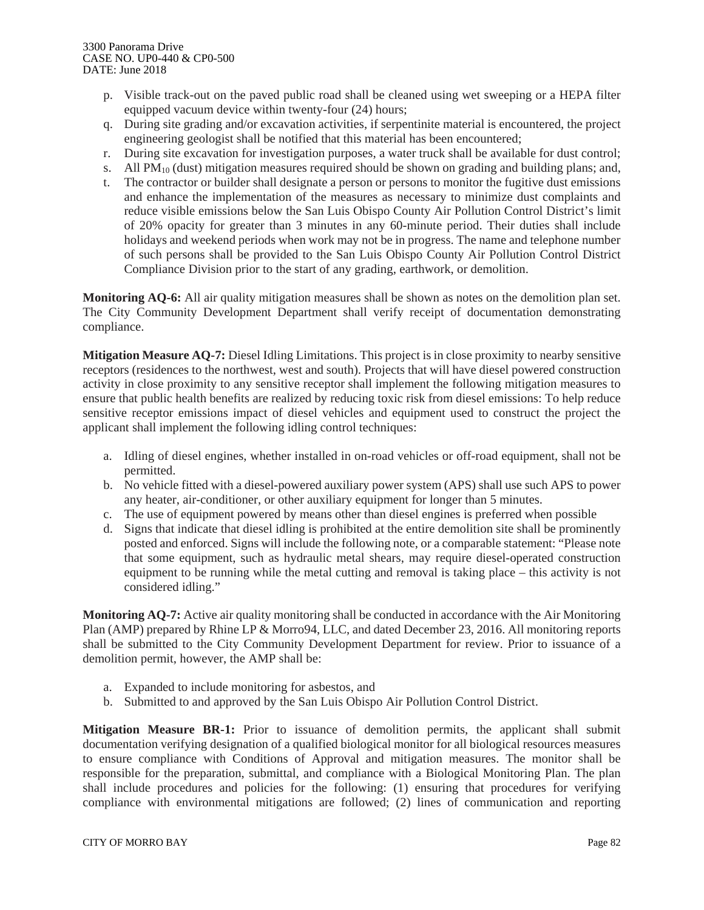p. Visible track-out on the paved public road shall be cleaned using wet sweeping or a HEPA filter equipped vacuum device within twenty-four (24) hours;
q. During site grading and/or excavation activities, if serpentinite material is encountered, the project engineering geologist shall be notified that this material has been encountered;
r. During site excavation for investigation purposes, a water truck shall be available for dust control;
s. All $PM_{10}$ (dust) mitigation measures required should be shown on grading and building plans; and,
t. The contractor or builder shall designate a person or persons to monitor the fugitive dust emissions and enhance the implementation of the measures as necessary to minimize dust complaints and reduce visible emissions below the San Luis Obispo County Air Pollution Control District's limit of 20% opacity for greater than 3 minutes in any 60-minute period. Their duties shall include holidays and weekend periods when work may not be in progress. The name and telephone number of such persons shall be provided to the San Luis Obispo County Air Pollution Control District Compliance Division prior to the start of any grading, earthwork, or demolition.

**Monitoring AQ-6:** All air quality mitigation measures shall be shown as notes on the demolition plan set. The City Community Development Department shall verify receipt of documentation demonstrating compliance.

**Mitigation Measure AQ-7:** Diesel Idling Limitations. This project is in close proximity to nearby sensitive receptors (residences to the northwest, west and south). Projects that will have diesel powered construction activity in close proximity to any sensitive receptor shall implement the following mitigation measures to ensure that public health benefits are realized by reducing toxic risk from diesel emissions: To help reduce sensitive receptor emissions impact of diesel vehicles and equipment used to construct the project the applicant shall implement the following idling control techniques:

a. Idling of diesel engines, whether installed in on-road vehicles or off-road equipment, shall not be permitted.
b. No vehicle fitted with a diesel-powered auxiliary power system (APS) shall use such APS to power any heater, air-conditioner, or other auxiliary equipment for longer than 5 minutes.
c. The use of equipment powered by means other than diesel engines is preferred when possible
d. Signs that indicate that diesel idling is prohibited at the entire demolition site shall be prominently posted and enforced. Signs will include the following note, or a comparable statement: "Please note that some equipment, such as hydraulic metal shears, may require diesel-operated construction equipment to be running while the metal cutting and removal is taking place – this activity is not considered idling."

**Monitoring AQ-7:** Active air quality monitoring shall be conducted in accordance with the Air Monitoring Plan (AMP) prepared by Rhine LP & Morro94, LLC, and dated December 23, 2016. All monitoring reports shall be submitted to the City Community Development Department for review. Prior to issuance of a demolition permit, however, the AMP shall be:

a. Expanded to include monitoring for asbestos, and
b. Submitted to and approved by the San Luis Obispo Air Pollution Control District.

**Mitigation Measure BR-1:** Prior to issuance of demolition permits, the applicant shall submit documentation verifying designation of a qualified biological monitor for all biological resources measures to ensure compliance with Conditions of Approval and mitigation measures. The monitor shall be responsible for the preparation, submittal, and compliance with a Biological Monitoring Plan. The plan shall include procedures and policies for the following: (1) ensuring that procedures for verifying compliance with environmental mitigations are followed; (2) lines of communication and reporting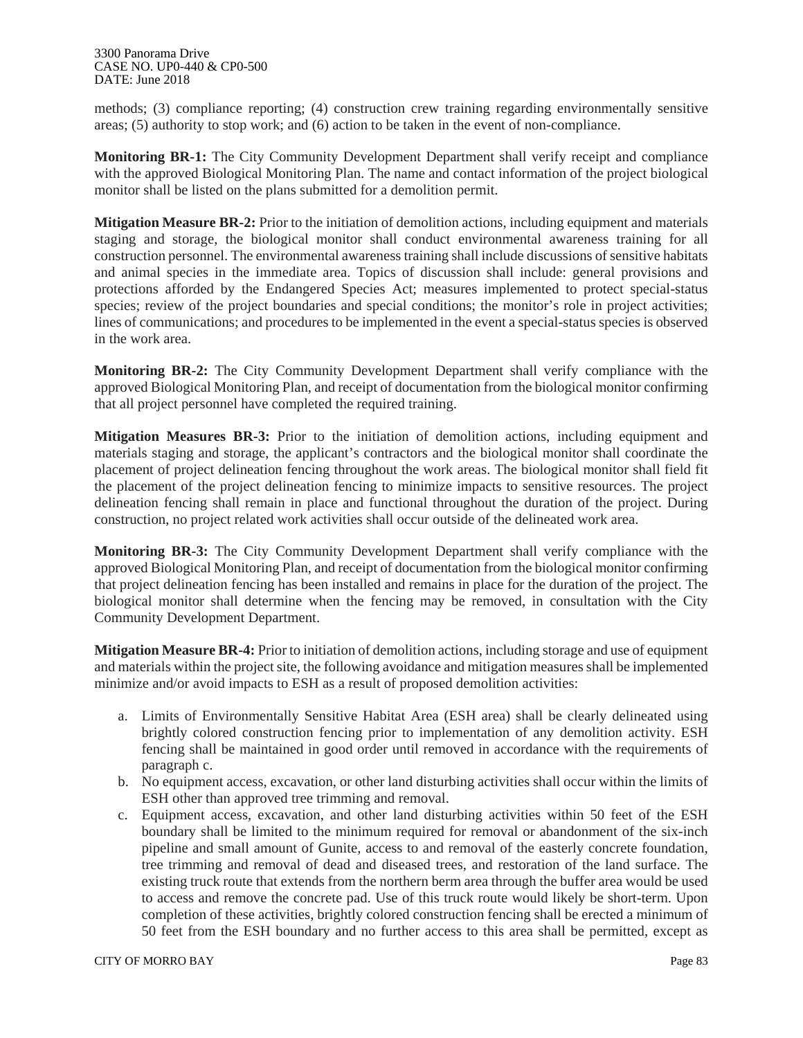methods; (3) compliance reporting; (4) construction crew training regarding environmentally sensitive areas; (5) authority to stop work; and (6) action to be taken in the event of non-compliance.

**Monitoring BR-1:** The City Community Development Department shall verify receipt and compliance with the approved Biological Monitoring Plan. The name and contact information of the project biological monitor shall be listed on the plans submitted for a demolition permit.

**Mitigation Measure BR-2:** Prior to the initiation of demolition actions, including equipment and materials staging and storage, the biological monitor shall conduct environmental awareness training for all construction personnel. The environmental awareness training shall include discussions of sensitive habitats and animal species in the immediate area. Topics of discussion shall include: general provisions and protections afforded by the Endangered Species Act; measures implemented to protect special-status species; review of the project boundaries and special conditions; the monitor's role in project activities; lines of communications; and procedures to be implemented in the event a special-status species is observed in the work area.

**Monitoring BR-2:** The City Community Development Department shall verify compliance with the approved Biological Monitoring Plan, and receipt of documentation from the biological monitor confirming that all project personnel have completed the required training.

**Mitigation Measures BR-3:** Prior to the initiation of demolition actions, including equipment and materials staging and storage, the applicant's contractors and the biological monitor shall coordinate the placement of project delineation fencing throughout the work areas. The biological monitor shall field fit the placement of the project delineation fencing to minimize impacts to sensitive resources. The project delineation fencing shall remain in place and functional throughout the duration of the project. During construction, no project related work activities shall occur outside of the delineated work area.

**Monitoring BR-3:** The City Community Development Department shall verify compliance with the approved Biological Monitoring Plan, and receipt of documentation from the biological monitor confirming that project delineation fencing has been installed and remains in place for the duration of the project. The biological monitor shall determine when the fencing may be removed, in consultation with the City Community Development Department.

**Mitigation Measure BR-4:** Prior to initiation of demolition actions, including storage and use of equipment and materials within the project site, the following avoidance and mitigation measures shall be implemented minimize and/or avoid impacts to ESH as a result of proposed demolition activities:

a. Limits of Environmentally Sensitive Habitat Area (ESH area) shall be clearly delineated using brightly colored construction fencing prior to implementation of any demolition activity. ESH fencing shall be maintained in good order until removed in accordance with the requirements of paragraph c.
b. No equipment access, excavation, or other land disturbing activities shall occur within the limits of ESH other than approved tree trimming and removal.
c. Equipment access, excavation, and other land disturbing activities within 50 feet of the ESH boundary shall be limited to the minimum required for removal or abandonment of the six-inch pipeline and small amount of Gunite, access to and removal of the easterly concrete foundation, tree trimming and removal of dead and diseased trees, and restoration of the land surface. The existing truck route that extends from the northern berm area through the buffer area would be used to access and remove the concrete pad. Use of this truck route would likely be short-term. Upon completion of these activities, brightly colored construction fencing shall be erected a minimum of 50 feet from the ESH boundary and no further access to this area shall be permitted, except as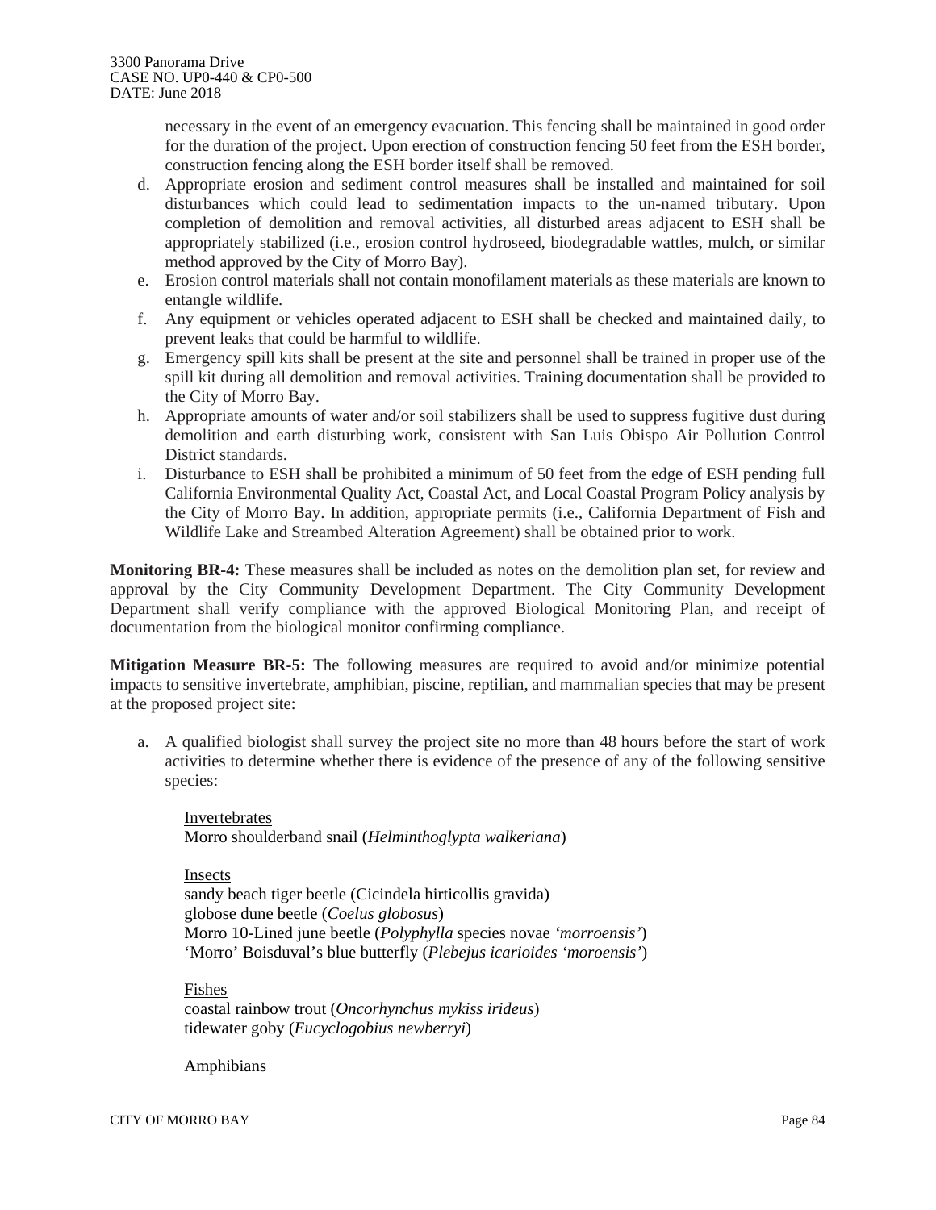necessary in the event of an emergency evacuation. This fencing shall be maintained in good order for the duration of the project. Upon erection of construction fencing 50 feet from the ESH border, construction fencing along the ESH border itself shall be removed.

d. Appropriate erosion and sediment control measures shall be installed and maintained for soil disturbances which could lead to sedimentation impacts to the un-named tributary. Upon completion of demolition and removal activities, all disturbed areas adjacent to ESH shall be appropriately stabilized (i.e., erosion control hydroseed, biodegradable wattles, mulch, or similar method approved by the City of Morro Bay).
e. Erosion control materials shall not contain monofilament materials as these materials are known to entangle wildlife.
f. Any equipment or vehicles operated adjacent to ESH shall be checked and maintained daily, to prevent leaks that could be harmful to wildlife.
g. Emergency spill kits shall be present at the site and personnel shall be trained in proper use of the spill kit during all demolition and removal activities. Training documentation shall be provided to the City of Morro Bay.
h. Appropriate amounts of water and/or soil stabilizers shall be used to suppress fugitive dust during demolition and earth disturbing work, consistent with San Luis Obispo Air Pollution Control District standards.
i. Disturbance to ESH shall be prohibited a minimum of 50 feet from the edge of ESH pending full California Environmental Quality Act, Coastal Act, and Local Coastal Program Policy analysis by the City of Morro Bay. In addition, appropriate permits (i.e., California Department of Fish and Wildlife Lake and Streambed Alteration Agreement) shall be obtained prior to work.

**Monitoring BR-4:** These measures shall be included as notes on the demolition plan set, for review and approval by the City Community Development Department. The City Community Development Department shall verify compliance with the approved Biological Monitoring Plan, and receipt of documentation from the biological monitor confirming compliance.

**Mitigation Measure BR-5:** The following measures are required to avoid and/or minimize potential impacts to sensitive invertebrate, amphibian, piscine, reptilian, and mammalian species that may be present at the proposed project site:

a. A qualified biologist shall survey the project site no more than 48 hours before the start of work activities to determine whether there is evidence of the presence of any of the following sensitive species:

   Invertebrates
   Morro shoulderband snail (*Helminthoglypta walkeriana*)

   Insects
   sandy beach tiger beetle (Cicindela hirticollis gravida)
   globose dune beetle (*Coelus globosus*)
   Morro 10-Lined june beetle (*Polyphylla* species novae *'morroensis'*)
   'Morro' Boisduval's blue butterfly (*Plebejus icarioides 'moroensis'*)

   Fishes
   coastal rainbow trout (*Oncorhynchus mykiss irideus*)
   tidewater goby (*Eucyclogobius newberryi*)

   Amphibians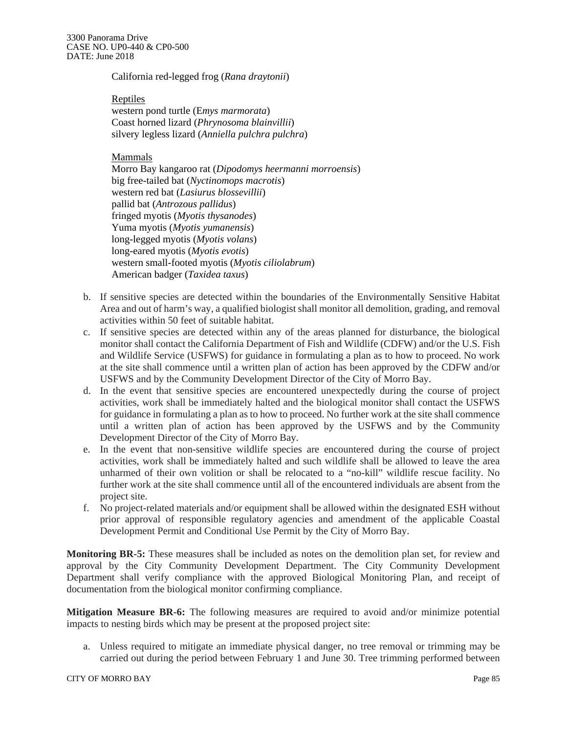California red-legged frog (*Rana draytonii*)

Reptiles
western pond turtle (E*mys marmorata*)
Coast horned lizard (*Phrynosoma blainvillii*)
silvery legless lizard (*Anniella pulchra pulchra*)

Mammals
Morro Bay kangaroo rat (*Dipodomys heermanni morroensis*)
big free-tailed bat (*Nyctinomops macrotis*)
western red bat (*Lasiurus blossevillii*)
pallid bat (*Antrozous pallidus*)
fringed myotis (*Myotis thysanodes*)
Yuma myotis (*Myotis yumanensis*)
long-legged myotis (*Myotis volans*)
long-eared myotis (*Myotis evotis*)
western small-footed myotis (*Myotis ciliolabrum*)
American badger (*Taxidea taxus*)

b. If sensitive species are detected within the boundaries of the Environmentally Sensitive Habitat Area and out of harm's way, a qualified biologist shall monitor all demolition, grading, and removal activities within 50 feet of suitable habitat.
c. If sensitive species are detected within any of the areas planned for disturbance, the biological monitor shall contact the California Department of Fish and Wildlife (CDFW) and/or the U.S. Fish and Wildlife Service (USFWS) for guidance in formulating a plan as to how to proceed. No work at the site shall commence until a written plan of action has been approved by the CDFW and/or USFWS and by the Community Development Director of the City of Morro Bay.
d. In the event that sensitive species are encountered unexpectedly during the course of project activities, work shall be immediately halted and the biological monitor shall contact the USFWS for guidance in formulating a plan as to how to proceed. No further work at the site shall commence until a written plan of action has been approved by the USFWS and by the Community Development Director of the City of Morro Bay.
e. In the event that non-sensitive wildlife species are encountered during the course of project activities, work shall be immediately halted and such wildlife shall be allowed to leave the area unharmed of their own volition or shall be relocated to a "no-kill" wildlife rescue facility. No further work at the site shall commence until all of the encountered individuals are absent from the project site.
f. No project-related materials and/or equipment shall be allowed within the designated ESH without prior approval of responsible regulatory agencies and amendment of the applicable Coastal Development Permit and Conditional Use Permit by the City of Morro Bay.

**Monitoring BR-5:** These measures shall be included as notes on the demolition plan set, for review and approval by the City Community Development Department. The City Community Development Department shall verify compliance with the approved Biological Monitoring Plan, and receipt of documentation from the biological monitor confirming compliance.

**Mitigation Measure BR-6:** The following measures are required to avoid and/or minimize potential impacts to nesting birds which may be present at the proposed project site:

a. Unless required to mitigate an immediate physical danger, no tree removal or trimming may be carried out during the period between February 1 and June 30. Tree trimming performed between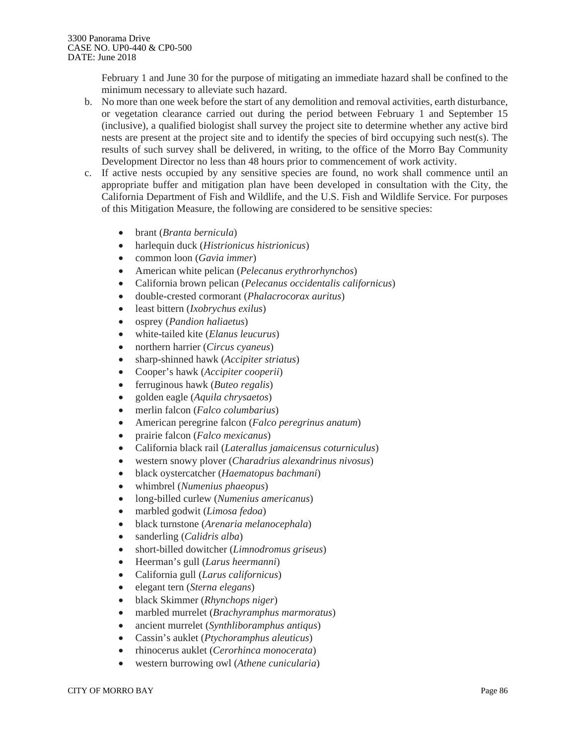February 1 and June 30 for the purpose of mitigating an immediate hazard shall be confined to the minimum necessary to alleviate such hazard.

b. No more than one week before the start of any demolition and removal activities, earth disturbance, or vegetation clearance carried out during the period between February 1 and September 15 (inclusive), a qualified biologist shall survey the project site to determine whether any active bird nests are present at the project site and to identify the species of bird occupying such nest(s). The results of such survey shall be delivered, in writing, to the office of the Morro Bay Community Development Director no less than 48 hours prior to commencement of work activity.

c. If active nests occupied by any sensitive species are found, no work shall commence until an appropriate buffer and mitigation plan have been developed in consultation with the City, the California Department of Fish and Wildlife, and the U.S. Fish and Wildlife Service. For purposes of this Mitigation Measure, the following are considered to be sensitive species:

   - brant (*Branta bernicula*)
   - harlequin duck (*Histrionicus histrionicus*)
   - common loon (*Gavia immer*)
   - American white pelican (*Pelecanus erythrorhynchos*)
   - California brown pelican (*Pelecanus occidentalis californicus*)
   - double-crested cormorant (*Phalacrocorax auritus*)
   - least bittern (*Ixobrychus exilus*)
   - osprey (*Pandion haliaetus*)
   - white-tailed kite (*Elanus leucurus*)
   - northern harrier (*Circus cyaneus*)
   - sharp-shinned hawk (*Accipiter striatus*)
   - Cooper’s hawk (*Accipiter cooperii*)
   - ferruginous hawk (*Buteo regalis*)
   - golden eagle (*Aquila chrysaetos*)
   - merlin falcon (*Falco columbarius*)
   - American peregrine falcon (*Falco peregrinus anatum*)
   - prairie falcon (*Falco mexicanus*)
   - California black rail (*Laterallus jamaicensus coturniculus*)
   - western snowy plover (*Charadrius alexandrinus nivosus*)
   - black oystercatcher (*Haematopus bachmani*)
   - whimbrel (*Numenius phaeopus*)
   - long-billed curlew (*Numenius americanus*)
   - marbled godwit (*Limosa fedoa*)
   - black turnstone (*Arenaria melanocephala*)
   - sanderling (*Calidris alba*)
   - short-billed dowitcher (*Limnodromus griseus*)
   - Heerman’s gull (*Larus heermanni*)
   - California gull (*Larus californicus*)
   - elegant tern (*Sterna elegans*)
   - black Skimmer (*Rhynchops niger*)
   - marbled murrelet (*Brachyramphus marmoratus*)
   - ancient murrelet (*Synthliboramphus antiqus*)
   - Cassin’s auklet (*Ptychoramphus aleuticus*)
   - rhinocerus auklet (*Cerorhinca monocerata*)
   - western burrowing owl (*Athene cunicularia*)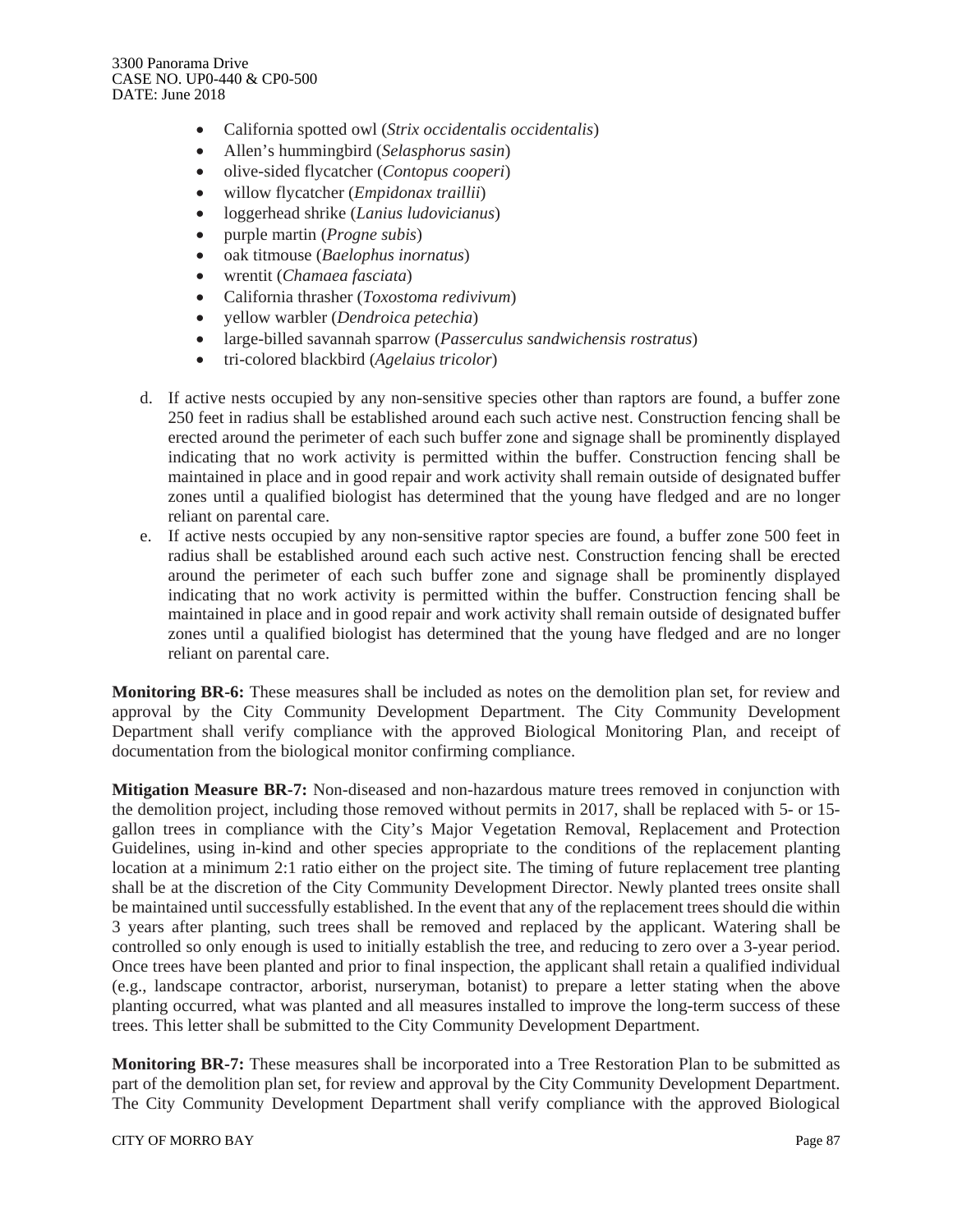- California spotted owl (*Strix occidentalis occidentalis*)
- Allen's hummingbird (*Selasphorus sasin*)
- olive-sided flycatcher (*Contopus cooperi*)
- willow flycatcher (*Empidonax traillii*)
- loggerhead shrike (*Lanius ludovicianus*)
- purple martin (*Progne subis*)
- oak titmouse (*Baelophus inornatus*)
- wrentit (*Chamaea fasciata*)
- California thrasher (*Toxostoma redivivum*)
- yellow warbler (*Dendroica petechia*)
- large-billed savannah sparrow (*Passerculus sandwichensis rostratus*)
- tri-colored blackbird (*Agelaius tricolor*)

d. If active nests occupied by any non-sensitive species other than raptors are found, a buffer zone 250 feet in radius shall be established around each such active nest. Construction fencing shall be erected around the perimeter of each such buffer zone and signage shall be prominently displayed indicating that no work activity is permitted within the buffer. Construction fencing shall be maintained in place and in good repair and work activity shall remain outside of designated buffer zones until a qualified biologist has determined that the young have fledged and are no longer reliant on parental care.

e. If active nests occupied by any non-sensitive raptor species are found, a buffer zone 500 feet in radius shall be established around each such active nest. Construction fencing shall be erected around the perimeter of each such buffer zone and signage shall be prominently displayed indicating that no work activity is permitted within the buffer. Construction fencing shall be maintained in place and in good repair and work activity shall remain outside of designated buffer zones until a qualified biologist has determined that the young have fledged and are no longer reliant on parental care.

**Monitoring BR-6:** These measures shall be included as notes on the demolition plan set, for review and approval by the City Community Development Department. The City Community Development Department shall verify compliance with the approved Biological Monitoring Plan, and receipt of documentation from the biological monitor confirming compliance.

**Mitigation Measure BR-7:** Non-diseased and non-hazardous mature trees removed in conjunction with the demolition project, including those removed without permits in 2017, shall be replaced with 5- or 15-gallon trees in compliance with the City's Major Vegetation Removal, Replacement and Protection Guidelines, using in-kind and other species appropriate to the conditions of the replacement planting location at a minimum 2:1 ratio either on the project site. The timing of future replacement tree planting shall be at the discretion of the City Community Development Director. Newly planted trees onsite shall be maintained until successfully established. In the event that any of the replacement trees should die within 3 years after planting, such trees shall be removed and replaced by the applicant. Watering shall be controlled so only enough is used to initially establish the tree, and reducing to zero over a 3-year period. Once trees have been planted and prior to final inspection, the applicant shall retain a qualified individual (e.g., landscape contractor, arborist, nurseryman, botanist) to prepare a letter stating when the above planting occurred, what was planted and all measures installed to improve the long-term success of these trees. This letter shall be submitted to the City Community Development Department.

**Monitoring BR-7:** These measures shall be incorporated into a Tree Restoration Plan to be submitted as part of the demolition plan set, for review and approval by the City Community Development Department. The City Community Development Department shall verify compliance with the approved Biological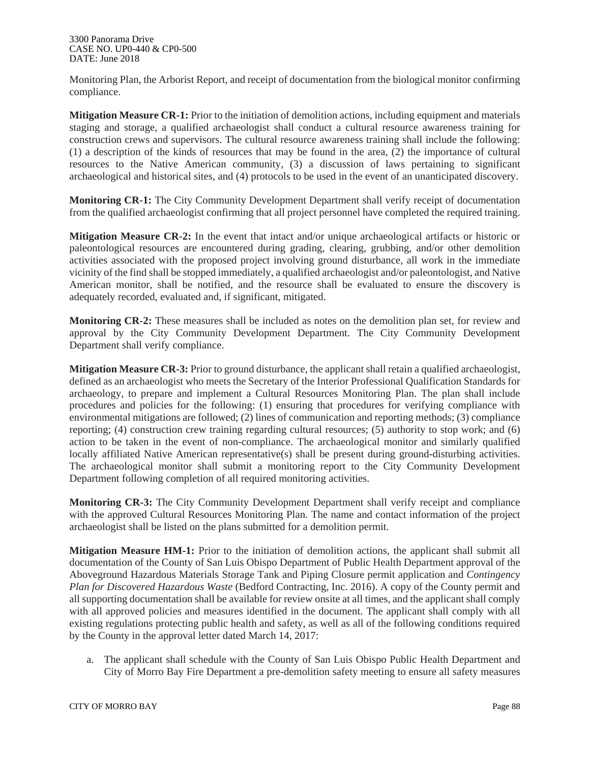Monitoring Plan, the Arborist Report, and receipt of documentation from the biological monitor confirming compliance.

**Mitigation Measure CR-1:** Prior to the initiation of demolition actions, including equipment and materials staging and storage, a qualified archaeologist shall conduct a cultural resource awareness training for construction crews and supervisors. The cultural resource awareness training shall include the following: (1) a description of the kinds of resources that may be found in the area, (2) the importance of cultural resources to the Native American community, (3) a discussion of laws pertaining to significant archaeological and historical sites, and (4) protocols to be used in the event of an unanticipated discovery.

**Monitoring CR-1:** The City Community Development Department shall verify receipt of documentation from the qualified archaeologist confirming that all project personnel have completed the required training.

**Mitigation Measure CR-2:** In the event that intact and/or unique archaeological artifacts or historic or paleontological resources are encountered during grading, clearing, grubbing, and/or other demolition activities associated with the proposed project involving ground disturbance, all work in the immediate vicinity of the find shall be stopped immediately, a qualified archaeologist and/or paleontologist, and Native American monitor, shall be notified, and the resource shall be evaluated to ensure the discovery is adequately recorded, evaluated and, if significant, mitigated.

**Monitoring CR-2:** These measures shall be included as notes on the demolition plan set, for review and approval by the City Community Development Department. The City Community Development Department shall verify compliance.

**Mitigation Measure CR-3:** Prior to ground disturbance, the applicant shall retain a qualified archaeologist, defined as an archaeologist who meets the Secretary of the Interior Professional Qualification Standards for archaeology, to prepare and implement a Cultural Resources Monitoring Plan. The plan shall include procedures and policies for the following: (1) ensuring that procedures for verifying compliance with environmental mitigations are followed; (2) lines of communication and reporting methods; (3) compliance reporting; (4) construction crew training regarding cultural resources; (5) authority to stop work; and (6) action to be taken in the event of non-compliance. The archaeological monitor and similarly qualified locally affiliated Native American representative(s) shall be present during ground-disturbing activities. The archaeological monitor shall submit a monitoring report to the City Community Development Department following completion of all required monitoring activities.

**Monitoring CR-3:** The City Community Development Department shall verify receipt and compliance with the approved Cultural Resources Monitoring Plan. The name and contact information of the project archaeologist shall be listed on the plans submitted for a demolition permit.

**Mitigation Measure HM-1:** Prior to the initiation of demolition actions, the applicant shall submit all documentation of the County of San Luis Obispo Department of Public Health Department approval of the Aboveground Hazardous Materials Storage Tank and Piping Closure permit application and *Contingency Plan for Discovered Hazardous Waste* (Bedford Contracting, Inc. 2016). A copy of the County permit and all supporting documentation shall be available for review onsite at all times, and the applicant shall comply with all approved policies and measures identified in the document. The applicant shall comply with all existing regulations protecting public health and safety, as well as all of the following conditions required by the County in the approval letter dated March 14, 2017:

a. The applicant shall schedule with the County of San Luis Obispo Public Health Department and City of Morro Bay Fire Department a pre-demolition safety meeting to ensure all safety measures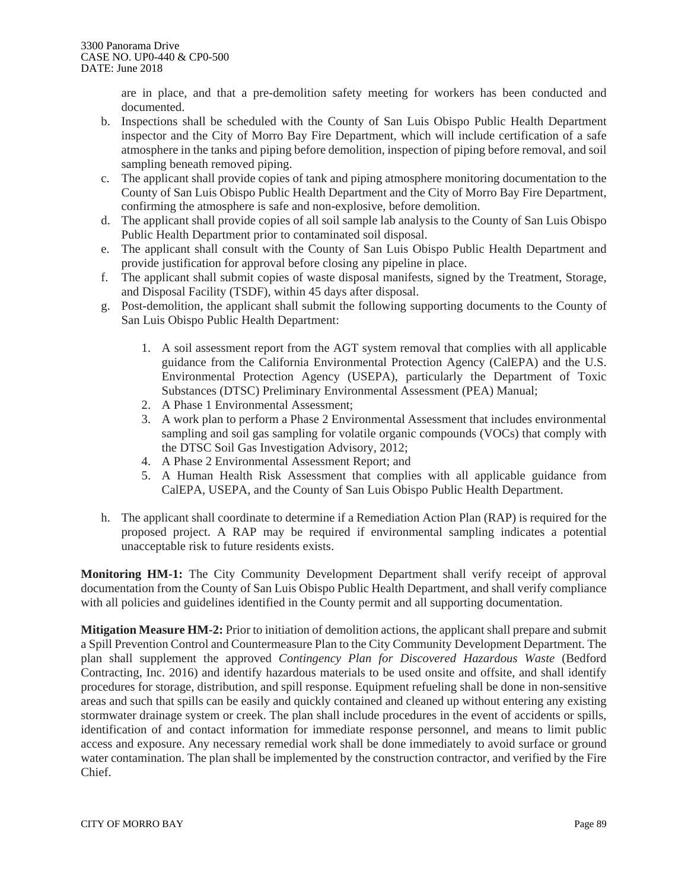are in place, and that a pre-demolition safety meeting for workers has been conducted and documented.

b. Inspections shall be scheduled with the County of San Luis Obispo Public Health Department inspector and the City of Morro Bay Fire Department, which will include certification of a safe atmosphere in the tanks and piping before demolition, inspection of piping before removal, and soil sampling beneath removed piping.
c. The applicant shall provide copies of tank and piping atmosphere monitoring documentation to the County of San Luis Obispo Public Health Department and the City of Morro Bay Fire Department, confirming the atmosphere is safe and non-explosive, before demolition.
d. The applicant shall provide copies of all soil sample lab analysis to the County of San Luis Obispo Public Health Department prior to contaminated soil disposal.
e. The applicant shall consult with the County of San Luis Obispo Public Health Department and provide justification for approval before closing any pipeline in place.
f. The applicant shall submit copies of waste disposal manifests, signed by the Treatment, Storage, and Disposal Facility (TSDF), within 45 days after disposal.
g. Post-demolition, the applicant shall submit the following supporting documents to the County of San Luis Obispo Public Health Department:

    1. A soil assessment report from the AGT system removal that complies with all applicable guidance from the California Environmental Protection Agency (CalEPA) and the U.S. Environmental Protection Agency (USEPA), particularly the Department of Toxic Substances (DTSC) Preliminary Environmental Assessment (PEA) Manual;
    2. A Phase 1 Environmental Assessment;
    3. A work plan to perform a Phase 2 Environmental Assessment that includes environmental sampling and soil gas sampling for volatile organic compounds (VOCs) that comply with the DTSC Soil Gas Investigation Advisory, 2012;
    4. A Phase 2 Environmental Assessment Report; and
    5. A Human Health Risk Assessment that complies with all applicable guidance from CalEPA, USEPA, and the County of San Luis Obispo Public Health Department.

h. The applicant shall coordinate to determine if a Remediation Action Plan (RAP) is required for the proposed project. A RAP may be required if environmental sampling indicates a potential unacceptable risk to future residents exists.

**Monitoring HM-1:** The City Community Development Department shall verify receipt of approval documentation from the County of San Luis Obispo Public Health Department, and shall verify compliance with all policies and guidelines identified in the County permit and all supporting documentation.

**Mitigation Measure HM-2:** Prior to initiation of demolition actions, the applicant shall prepare and submit a Spill Prevention Control and Countermeasure Plan to the City Community Development Department. The plan shall supplement the approved *Contingency Plan for Discovered Hazardous Waste* (Bedford Contracting, Inc. 2016) and identify hazardous materials to be used onsite and offsite, and shall identify procedures for storage, distribution, and spill response. Equipment refueling shall be done in non-sensitive areas and such that spills can be easily and quickly contained and cleaned up without entering any existing stormwater drainage system or creek. The plan shall include procedures in the event of accidents or spills, identification of and contact information for immediate response personnel, and means to limit public access and exposure. Any necessary remedial work shall be done immediately to avoid surface or ground water contamination. The plan shall be implemented by the construction contractor, and verified by the Fire Chief.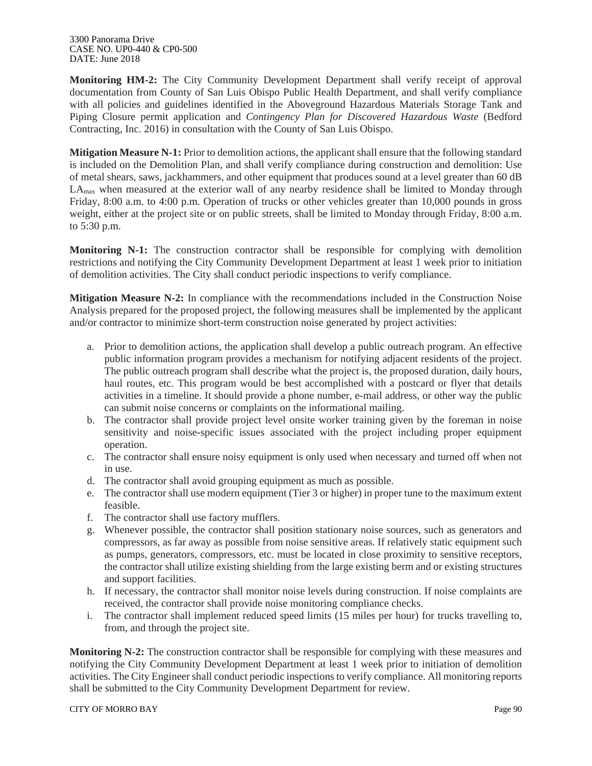**Monitoring HM-2:** The City Community Development Department shall verify receipt of approval documentation from County of San Luis Obispo Public Health Department, and shall verify compliance with all policies and guidelines identified in the Aboveground Hazardous Materials Storage Tank and Piping Closure permit application and *Contingency Plan for Discovered Hazardous Waste* (Bedford Contracting, Inc. 2016) in consultation with the County of San Luis Obispo.

**Mitigation Measure N-1:** Prior to demolition actions, the applicant shall ensure that the following standard is included on the Demolition Plan, and shall verify compliance during construction and demolition: Use of metal shears, saws, jackhammers, and other equipment that produces sound at a level greater than 60 dB $LA_{max}$ when measured at the exterior wall of any nearby residence shall be limited to Monday through Friday, 8:00 a.m. to 4:00 p.m. Operation of trucks or other vehicles greater than 10,000 pounds in gross weight, either at the project site or on public streets, shall be limited to Monday through Friday, 8:00 a.m. to 5:30 p.m.

**Monitoring N-1:** The construction contractor shall be responsible for complying with demolition restrictions and notifying the City Community Development Department at least 1 week prior to initiation of demolition activities. The City shall conduct periodic inspections to verify compliance.

**Mitigation Measure N-2:** In compliance with the recommendations included in the Construction Noise Analysis prepared for the proposed project, the following measures shall be implemented by the applicant and/or contractor to minimize short-term construction noise generated by project activities:

a. Prior to demolition actions, the application shall develop a public outreach program. An effective public information program provides a mechanism for notifying adjacent residents of the project. The public outreach program shall describe what the project is, the proposed duration, daily hours, haul routes, etc. This program would be best accomplished with a postcard or flyer that details activities in a timeline. It should provide a phone number, e-mail address, or other way the public can submit noise concerns or complaints on the informational mailing.
b. The contractor shall provide project level onsite worker training given by the foreman in noise sensitivity and noise-specific issues associated with the project including proper equipment operation.
c. The contractor shall ensure noisy equipment is only used when necessary and turned off when not in use.
d. The contractor shall avoid grouping equipment as much as possible.
e. The contractor shall use modern equipment (Tier 3 or higher) in proper tune to the maximum extent feasible.
f. The contractor shall use factory mufflers.
g. Whenever possible, the contractor shall position stationary noise sources, such as generators and compressors, as far away as possible from noise sensitive areas. If relatively static equipment such as pumps, generators, compressors, etc. must be located in close proximity to sensitive receptors, the contractor shall utilize existing shielding from the large existing berm and or existing structures and support facilities.
h. If necessary, the contractor shall monitor noise levels during construction. If noise complaints are received, the contractor shall provide noise monitoring compliance checks.
i. The contractor shall implement reduced speed limits (15 miles per hour) for trucks travelling to, from, and through the project site.

**Monitoring N-2:** The construction contractor shall be responsible for complying with these measures and notifying the City Community Development Department at least 1 week prior to initiation of demolition activities. The City Engineer shall conduct periodic inspections to verify compliance. All monitoring reports shall be submitted to the City Community Development Department for review.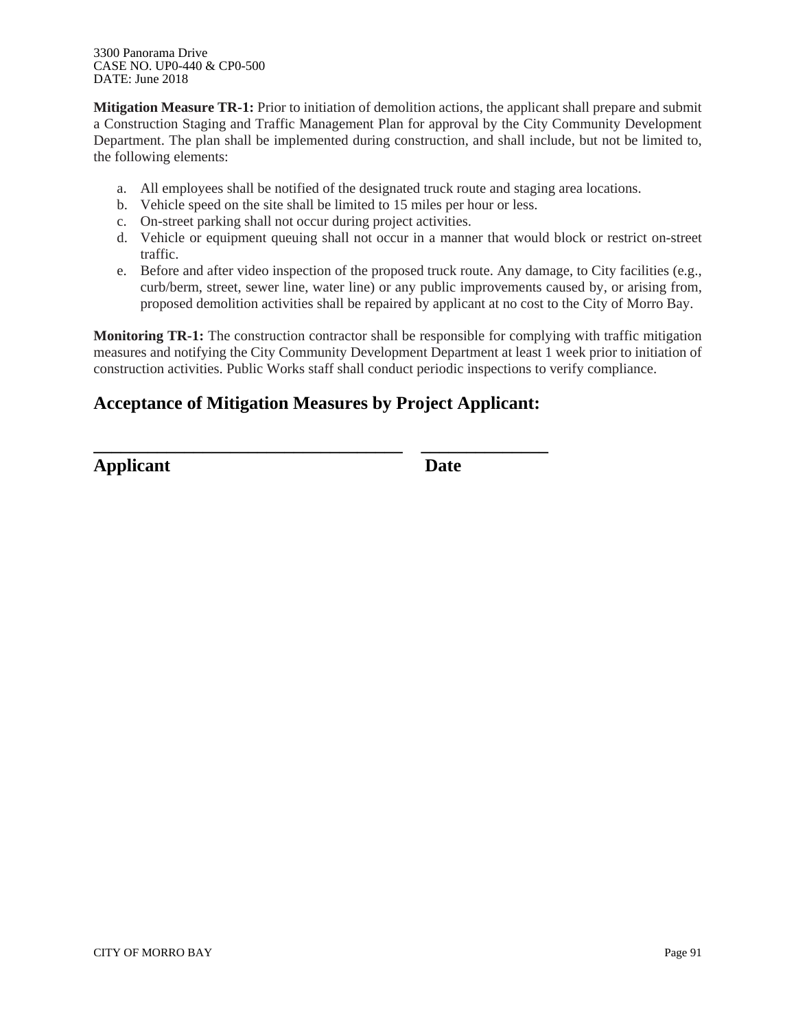**Mitigation Measure TR-1:** Prior to initiation of demolition actions, the applicant shall prepare and submit a Construction Staging and Traffic Management Plan for approval by the City Community Development Department. The plan shall be implemented during construction, and shall include, but not be limited to, the following elements:

a. All employees shall be notified of the designated truck route and staging area locations.
b. Vehicle speed on the site shall be limited to 15 miles per hour or less.
c. On-street parking shall not occur during project activities.
d. Vehicle or equipment queuing shall not occur in a manner that would block or restrict on-street traffic.
e. Before and after video inspection of the proposed truck route. Any damage, to City facilities (e.g., curb/berm, street, sewer line, water line) or any public improvements caused by, or arising from, proposed demolition activities shall be repaired by applicant at no cost to the City of Morro Bay.

**Monitoring TR-1:** The construction contractor shall be responsible for complying with traffic mitigation measures and notifying the City Community Development Department at least 1 week prior to initiation of construction activities. Public Works staff shall conduct periodic inspections to verify compliance.

## Acceptance of Mitigation Measures by Project Applicant:

**\_\_\_\_\_\_\_\_\_\_\_\_\_\_\_\_\_\_\_\_\_\_\_\_\_\_\_\_\_\_\_\_\_\_\_\_ \_\_\_\_\_\_\_\_\_\_\_\_\_\_\_**

**Applicant** **Date**